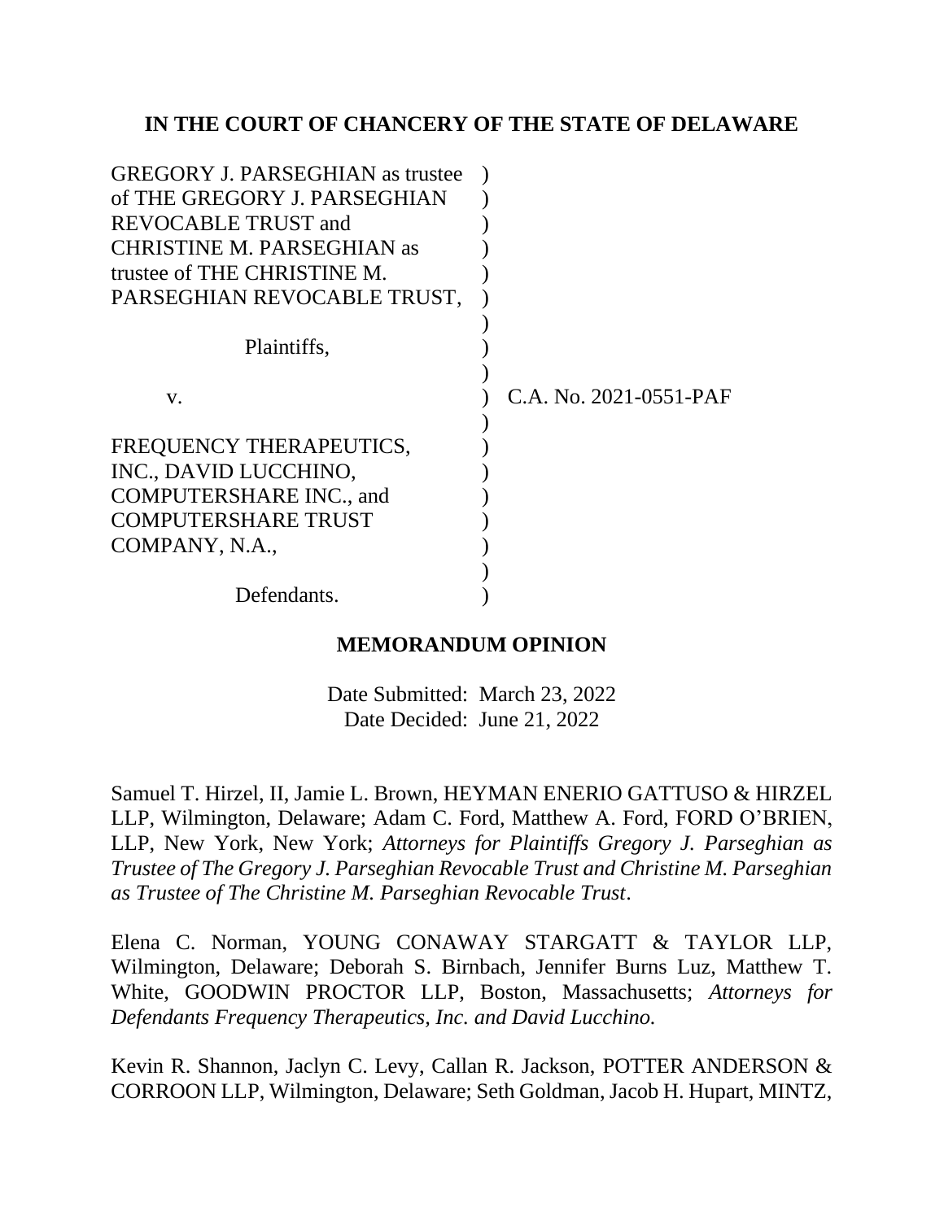**IN THE COURT OF CHANCERY OF THE STATE OF DELAWARE**

GREGORY J. PARSEGHIAN as trustee of THE GREGORY J. PARSEGHIAN REVOCABLE TRUST and CHRISTINE M. PARSEGHIAN as trustee of THE CHRISTINE M. PARSEGHIAN REVOCABLE TRUST,

Plaintiffs,

v.

FREQUENCY THERAPEUTICS, INC., DAVID LUCCHINO, COMPUTERSHARE INC., and COMPUTERSHARE TRUST COMPANY, N.A.,

Defendants.

C.A. No. 2021-0551-PAF

**MEMORANDUM OPINION**

Date Submitted: March 23, 2022
Date Decided: June 21, 2022

Samuel T. Hirzel, II, Jamie L. Brown, HEYMAN ENERIO GATTUSO & HIRZEL LLP, Wilmington, Delaware; Adam C. Ford, Matthew A. Ford, FORD O'BRIEN, LLP, New York, New York; *Attorneys for Plaintiffs Gregory J. Parseghian as Trustee of The Gregory J. Parseghian Revocable Trust and Christine M. Parseghian as Trustee of The Christine M. Parseghian Revocable Trust*.

Elena C. Norman, YOUNG CONAWAY STARGATT & TAYLOR LLP, Wilmington, Delaware; Deborah S. Birnbach, Jennifer Burns Luz, Matthew T. White, GOODWIN PROCTOR LLP, Boston, Massachusetts; *Attorneys for Defendants Frequency Therapeutics, Inc. and David Lucchino.*

Kevin R. Shannon, Jaclyn C. Levy, Callan R. Jackson, POTTER ANDERSON & CORROON LLP, Wilmington, Delaware; Seth Goldman, Jacob H. Hupart, MINTZ,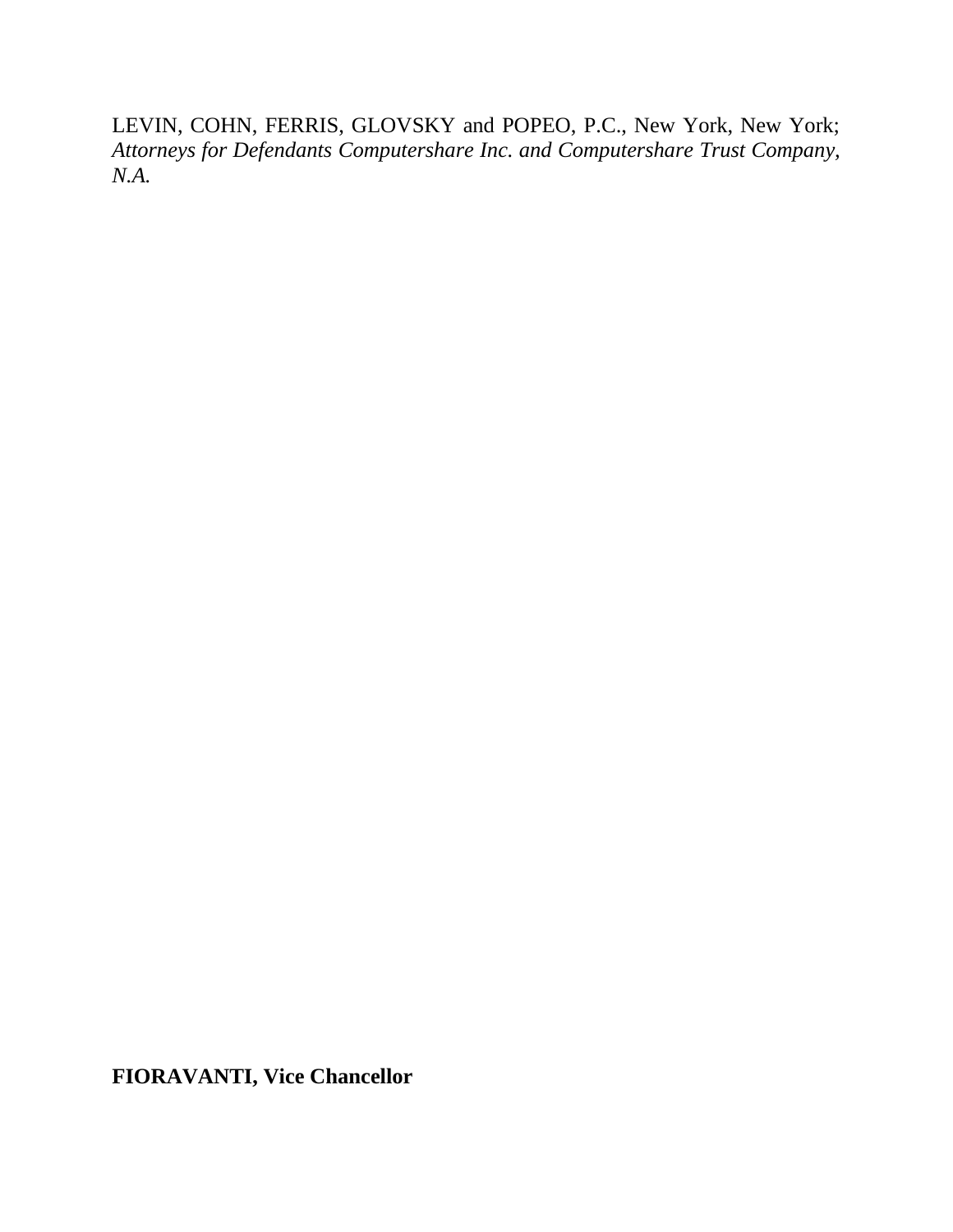LEVIN, COHN, FERRIS, GLOVSKY and POPEO, P.C., New York, New York; *Attorneys for Defendants Computershare Inc. and Computershare Trust Company, N.A.*

**FIORAVANTI, Vice Chancellor**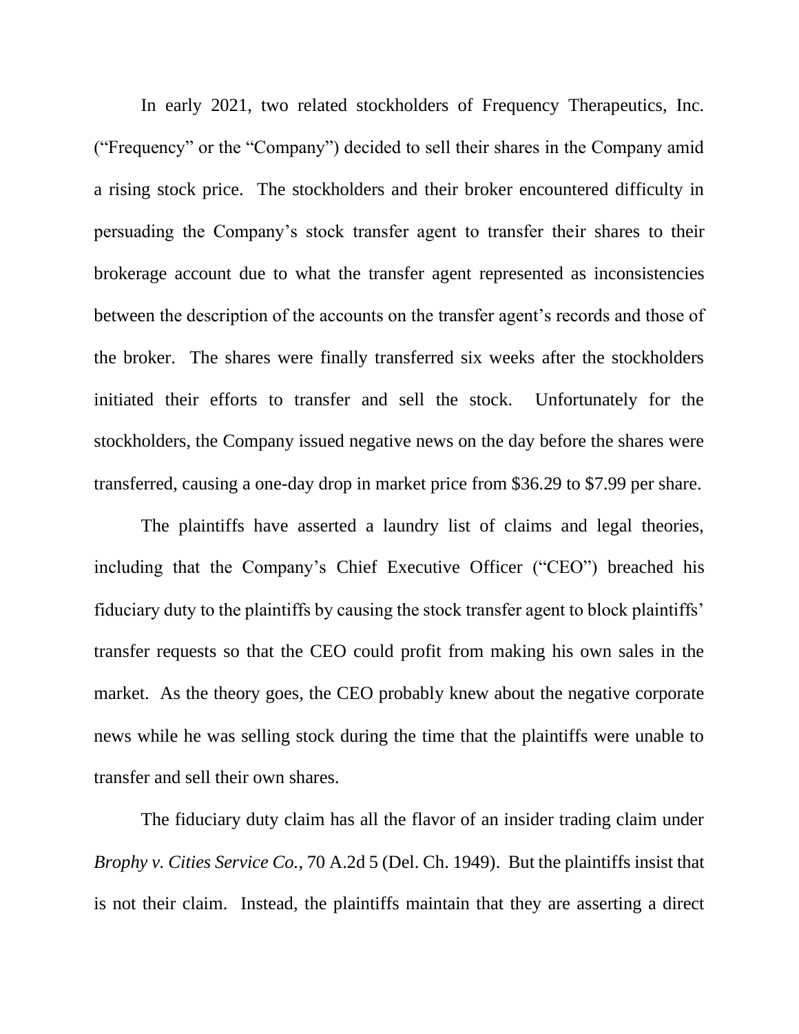In early 2021, two related stockholders of Frequency Therapeutics, Inc. ("Frequency" or the "Company") decided to sell their shares in the Company amid a rising stock price. The stockholders and their broker encountered difficulty in persuading the Company's stock transfer agent to transfer their shares to their brokerage account due to what the transfer agent represented as inconsistencies between the description of the accounts on the transfer agent's records and those of the broker. The shares were finally transferred six weeks after the stockholders initiated their efforts to transfer and sell the stock. Unfortunately for the stockholders, the Company issued negative news on the day before the shares were transferred, causing a one-day drop in market price from $36.29 to $7.99 per share.

The plaintiffs have asserted a laundry list of claims and legal theories, including that the Company's Chief Executive Officer ("CEO") breached his fiduciary duty to the plaintiffs by causing the stock transfer agent to block plaintiffs' transfer requests so that the CEO could profit from making his own sales in the market. As the theory goes, the CEO probably knew about the negative corporate news while he was selling stock during the time that the plaintiffs were unable to transfer and sell their own shares.

The fiduciary duty claim has all the flavor of an insider trading claim under *Brophy v. Cities Service Co.*, 70 A.2d 5 (Del. Ch. 1949). But the plaintiffs insist that is not their claim. Instead, the plaintiffs maintain that they are asserting a direct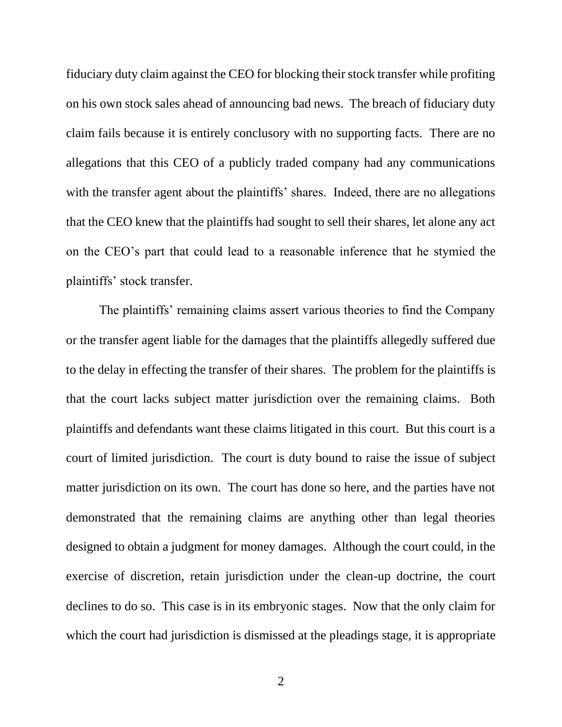fiduciary duty claim against the CEO for blocking their stock transfer while profiting on his own stock sales ahead of announcing bad news. The breach of fiduciary duty claim fails because it is entirely conclusory with no supporting facts. There are no allegations that this CEO of a publicly traded company had any communications with the transfer agent about the plaintiffs' shares. Indeed, there are no allegations that the CEO knew that the plaintiffs had sought to sell their shares, let alone any act on the CEO's part that could lead to a reasonable inference that he stymied the plaintiffs' stock transfer.

The plaintiffs' remaining claims assert various theories to find the Company or the transfer agent liable for the damages that the plaintiffs allegedly suffered due to the delay in effecting the transfer of their shares. The problem for the plaintiffs is that the court lacks subject matter jurisdiction over the remaining claims. Both plaintiffs and defendants want these claims litigated in this court. But this court is a court of limited jurisdiction. The court is duty bound to raise the issue of subject matter jurisdiction on its own. The court has done so here, and the parties have not demonstrated that the remaining claims are anything other than legal theories designed to obtain a judgment for money damages. Although the court could, in the exercise of discretion, retain jurisdiction under the clean-up doctrine, the court declines to do so. This case is in its embryonic stages. Now that the only claim for which the court had jurisdiction is dismissed at the pleadings stage, it is appropriate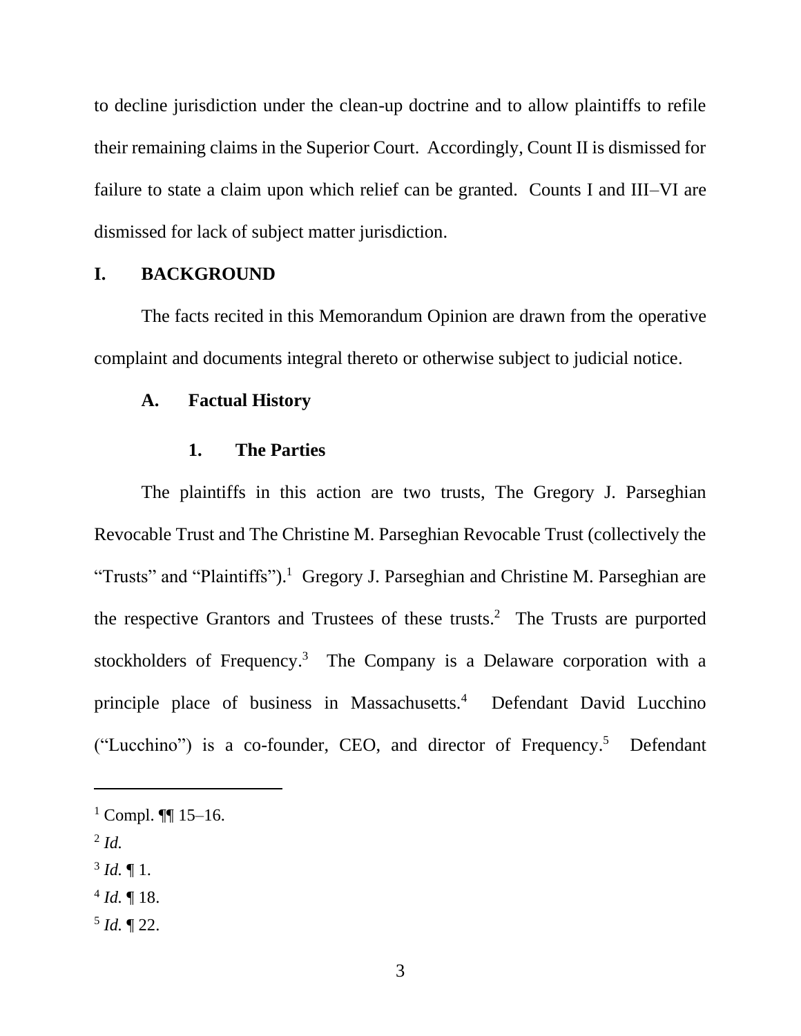to decline jurisdiction under the clean-up doctrine and to allow plaintiffs to refile their remaining claims in the Superior Court. Accordingly, Count II is dismissed for failure to state a claim upon which relief can be granted. Counts I and III–VI are dismissed for lack of subject matter jurisdiction.

## I. BACKGROUND

The facts recited in this Memorandum Opinion are drawn from the operative complaint and documents integral thereto or otherwise subject to judicial notice.

### A. Factual History

#### 1. The Parties

The plaintiffs in this action are two trusts, The Gregory J. Parseghian Revocable Trust and The Christine M. Parseghian Revocable Trust (collectively the "Trusts" and "Plaintiffs").[1] Gregory J. Parseghian and Christine M. Parseghian are the respective Grantors and Trustees of these trusts.[2] The Trusts are purported stockholders of Frequency.[3] The Company is a Delaware corporation with a principle place of business in Massachusetts.[4] Defendant David Lucchino ("Lucchino") is a co-founder, CEO, and director of Frequency.[5] Defendant

---

[1] Compl. ¶¶ 15–16.

[2] *Id.*

[3] *Id.* ¶ 1.

[4] *Id.* ¶ 18.

[5] *Id.* ¶ 22.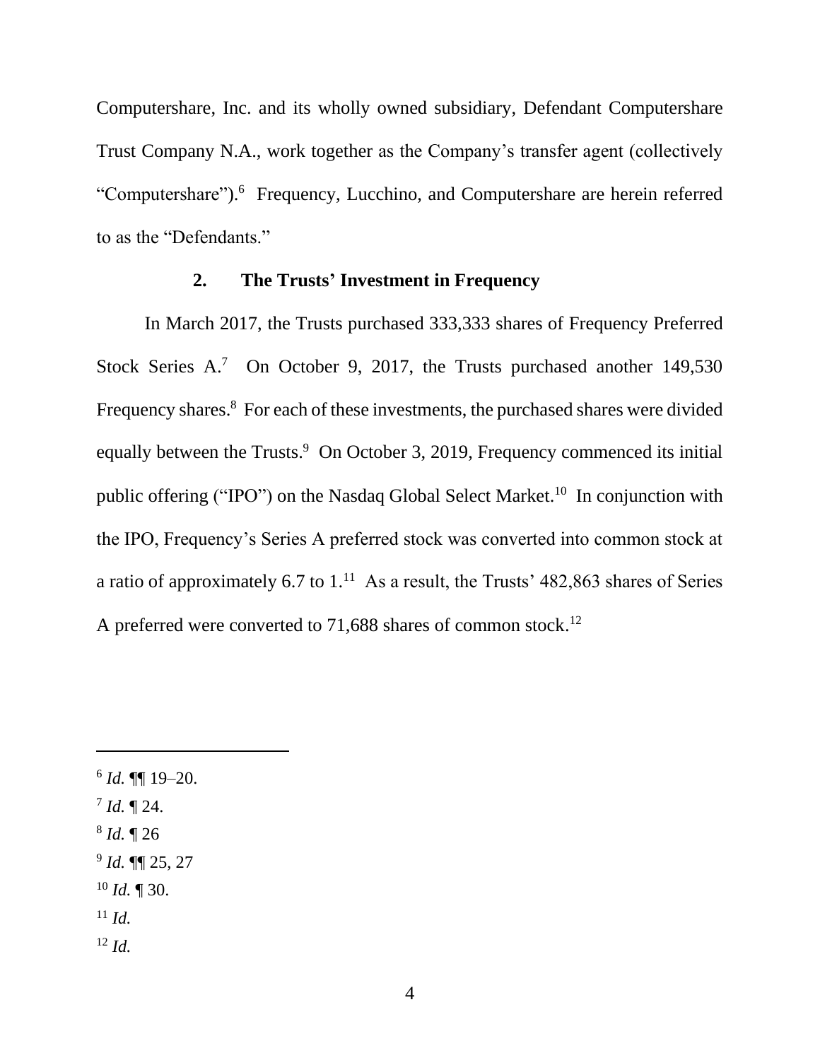Computershare, Inc. and its wholly owned subsidiary, Defendant Computershare Trust Company N.A., work together as the Company's transfer agent (collectively "Computershare").[6] Frequency, Lucchino, and Computershare are herein referred to as the "Defendants."

### 2. The Trusts' Investment in Frequency

In March 2017, the Trusts purchased 333,333 shares of Frequency Preferred Stock Series A.[7] On October 9, 2017, the Trusts purchased another 149,530 Frequency shares.[8] For each of these investments, the purchased shares were divided equally between the Trusts.[9] On October 3, 2019, Frequency commenced its initial public offering ("IPO") on the Nasdaq Global Select Market.[10] In conjunction with the IPO, Frequency's Series A preferred stock was converted into common stock at a ratio of approximately 6.7 to 1.[11] As a result, the Trusts' 482,863 shares of Series A preferred were converted to 71,688 shares of common stock.[12]

---

[6] *Id.* ¶¶ 19–20.

[7] *Id.* ¶ 24.

[8] *Id.* ¶ 26

[9] *Id.* ¶¶ 25, 27

[10] *Id.* ¶ 30.

[11] *Id.*

[12] *Id.*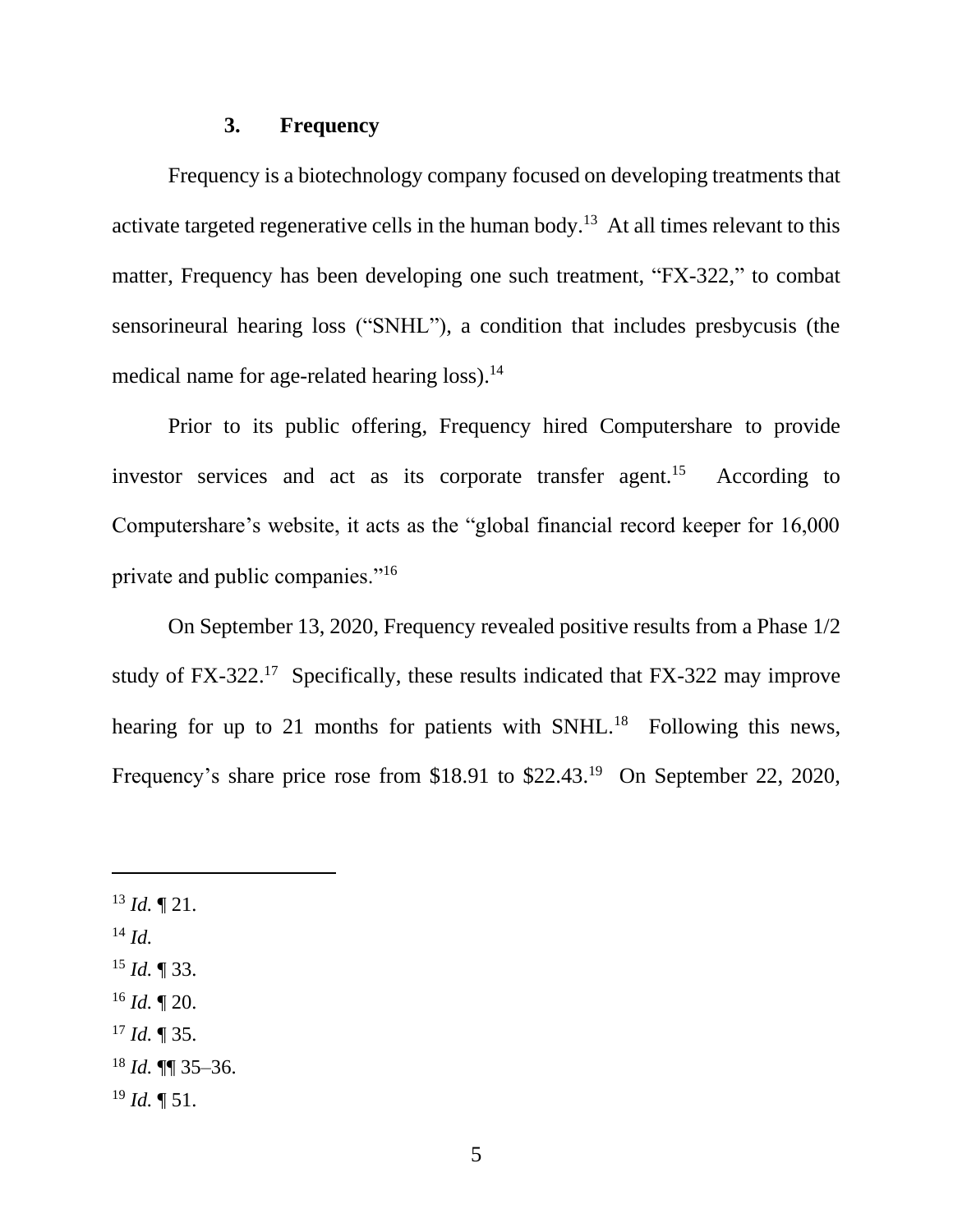### 3. Frequency

Frequency is a biotechnology company focused on developing treatments that activate targeted regenerative cells in the human body.[13] At all times relevant to this matter, Frequency has been developing one such treatment, "FX-322," to combat sensorineural hearing loss ("SNHL"), a condition that includes presbycusis (the medical name for age-related hearing loss).[14]

Prior to its public offering, Frequency hired Computershare to provide investor services and act as its corporate transfer agent.[15] According to Computershare's website, it acts as the "global financial record keeper for 16,000 private and public companies."[16]

On September 13, 2020, Frequency revealed positive results from a Phase 1/2 study of FX-322.[17] Specifically, these results indicated that FX-322 may improve hearing for up to 21 months for patients with SNHL.[18] Following this news, Frequency's share price rose from $18.91 to $22.43.[19] On September 22, 2020,

---

[13] *Id.* ¶ 21.

[14] *Id.*

[15] *Id.* ¶ 33.

[16] *Id.* ¶ 20.

[17] *Id.* ¶ 35.

[18] *Id.* ¶¶ 35–36.

[19] *Id.* ¶ 51.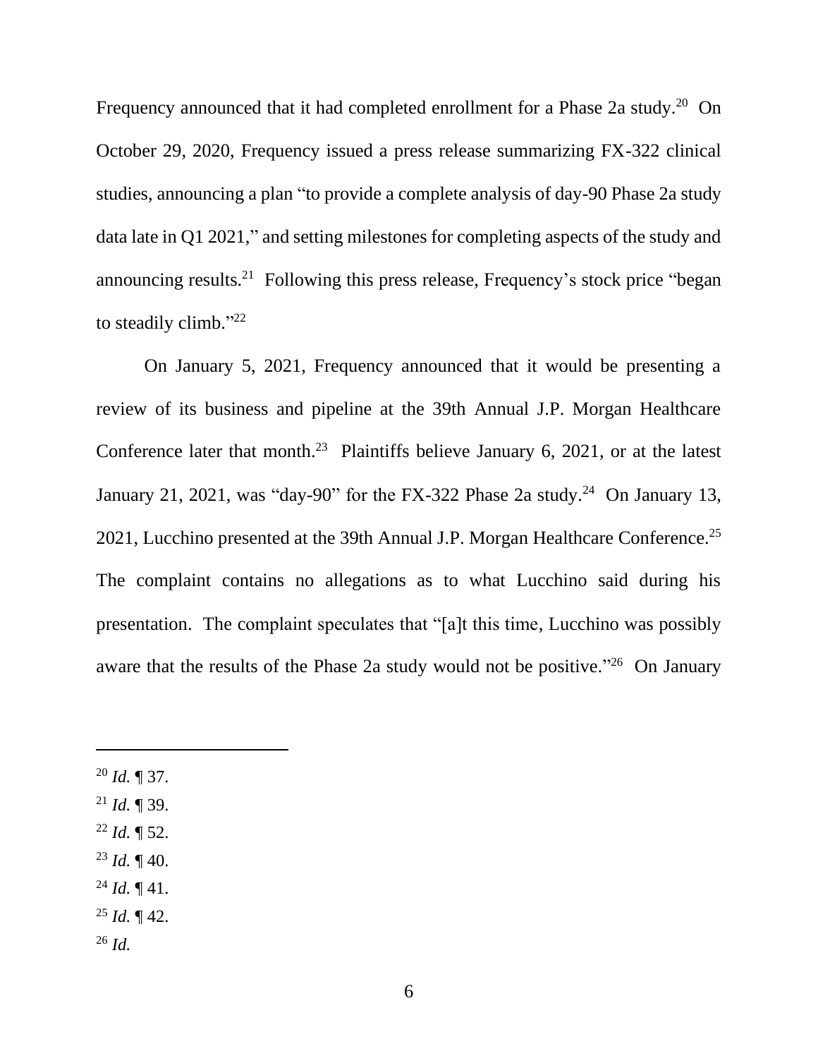Frequency announced that it had completed enrollment for a Phase 2a study.[20] On October 29, 2020, Frequency issued a press release summarizing FX-322 clinical studies, announcing a plan "to provide a complete analysis of day-90 Phase 2a study data late in Q1 2021," and setting milestones for completing aspects of the study and announcing results.[21] Following this press release, Frequency's stock price "began to steadily climb."[22]

On January 5, 2021, Frequency announced that it would be presenting a review of its business and pipeline at the 39th Annual J.P. Morgan Healthcare Conference later that month.[23] Plaintiffs believe January 6, 2021, or at the latest January 21, 2021, was "day-90" for the FX-322 Phase 2a study.[24] On January 13, 2021, Lucchino presented at the 39th Annual J.P. Morgan Healthcare Conference.[25] The complaint contains no allegations as to what Lucchino said during his presentation. The complaint speculates that "[a]t this time, Lucchino was possibly aware that the results of the Phase 2a study would not be positive."[26] On January

---

[20] *Id.* ¶ 37.

[21] *Id.* ¶ 39.

[22] *Id.* ¶ 52.

[23] *Id.* ¶ 40.

[24] *Id.* ¶ 41.

[25] *Id.* ¶ 42.

[26] *Id.*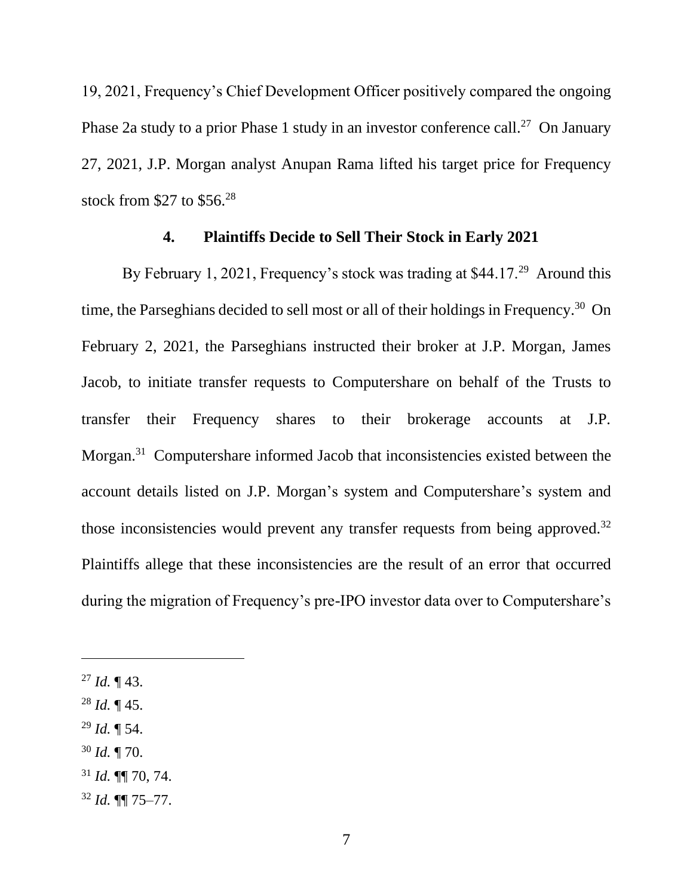19, 2021, Frequency's Chief Development Officer positively compared the ongoing Phase 2a study to a prior Phase 1 study in an investor conference call.[27] On January 27, 2021, J.P. Morgan analyst Anupan Rama lifted his target price for Frequency stock from $27 to $56.[28]

#### 4. Plaintiffs Decide to Sell Their Stock in Early 2021

By February 1, 2021, Frequency's stock was trading at $44.17.[29] Around this time, the Parseghians decided to sell most or all of their holdings in Frequency.[30] On February 2, 2021, the Parseghians instructed their broker at J.P. Morgan, James Jacob, to initiate transfer requests to Computershare on behalf of the Trusts to transfer their Frequency shares to their brokerage accounts at J.P. Morgan.[31] Computershare informed Jacob that inconsistencies existed between the account details listed on J.P. Morgan's system and Computershare's system and those inconsistencies would prevent any transfer requests from being approved.[32] Plaintiffs allege that these inconsistencies are the result of an error that occurred during the migration of Frequency's pre-IPO investor data over to Computershare's

---

[27] *Id.* ¶ 43.

[28] *Id.* ¶ 45.

[29] *Id.* ¶ 54.

[30] *Id.* ¶ 70.

[31] *Id.* ¶¶ 70, 74.

[32] *Id.* ¶¶ 75–77.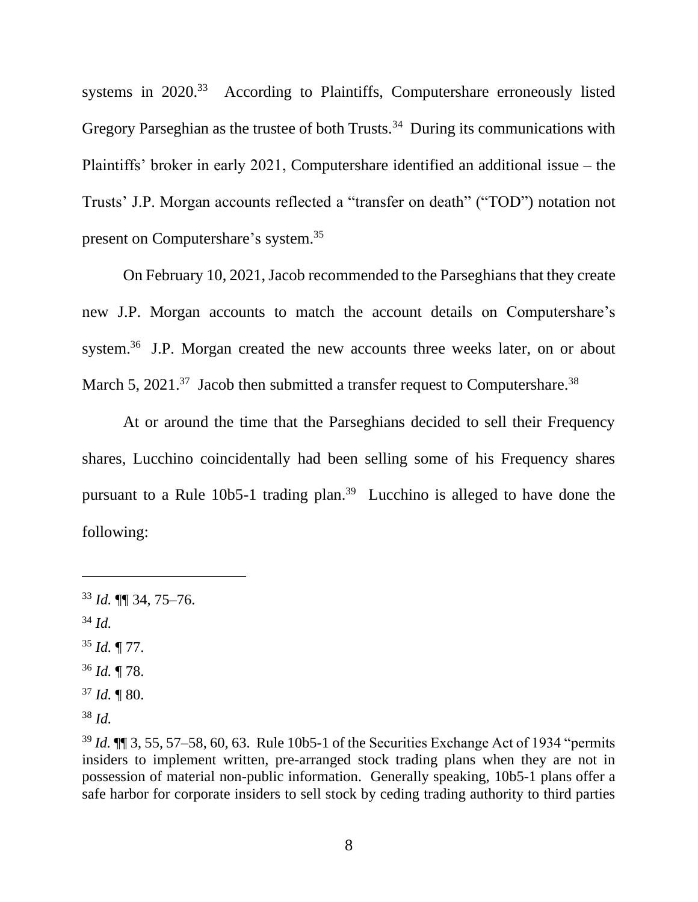systems in 2020.[33] According to Plaintiffs, Computershare erroneously listed Gregory Parseghian as the trustee of both Trusts.[34] During its communications with Plaintiffs' broker in early 2021, Computershare identified an additional issue – the Trusts' J.P. Morgan accounts reflected a "transfer on death" ("TOD") notation not present on Computershare's system.[35]

On February 10, 2021, Jacob recommended to the Parseghians that they create new J.P. Morgan accounts to match the account details on Computershare's system.[36] J.P. Morgan created the new accounts three weeks later, on or about March 5, 2021.[37] Jacob then submitted a transfer request to Computershare.[38]

At or around the time that the Parseghians decided to sell their Frequency shares, Lucchino coincidentally had been selling some of his Frequency shares pursuant to a Rule 10b5-1 trading plan.[39] Lucchino is alleged to have done the following:

---

[33] *Id.* ¶¶ 34, 75–76.

[34] *Id.*

[35] *Id.* ¶ 77.

[36] *Id.* ¶ 78.

[37] *Id.* ¶ 80.

[38] *Id.*

[39] *Id.* ¶¶ 3, 55, 57–58, 60, 63. Rule 10b5-1 of the Securities Exchange Act of 1934 "permits insiders to implement written, pre-arranged stock trading plans when they are not in possession of material non-public information. Generally speaking, 10b5-1 plans offer a safe harbor for corporate insiders to sell stock by ceding trading authority to third parties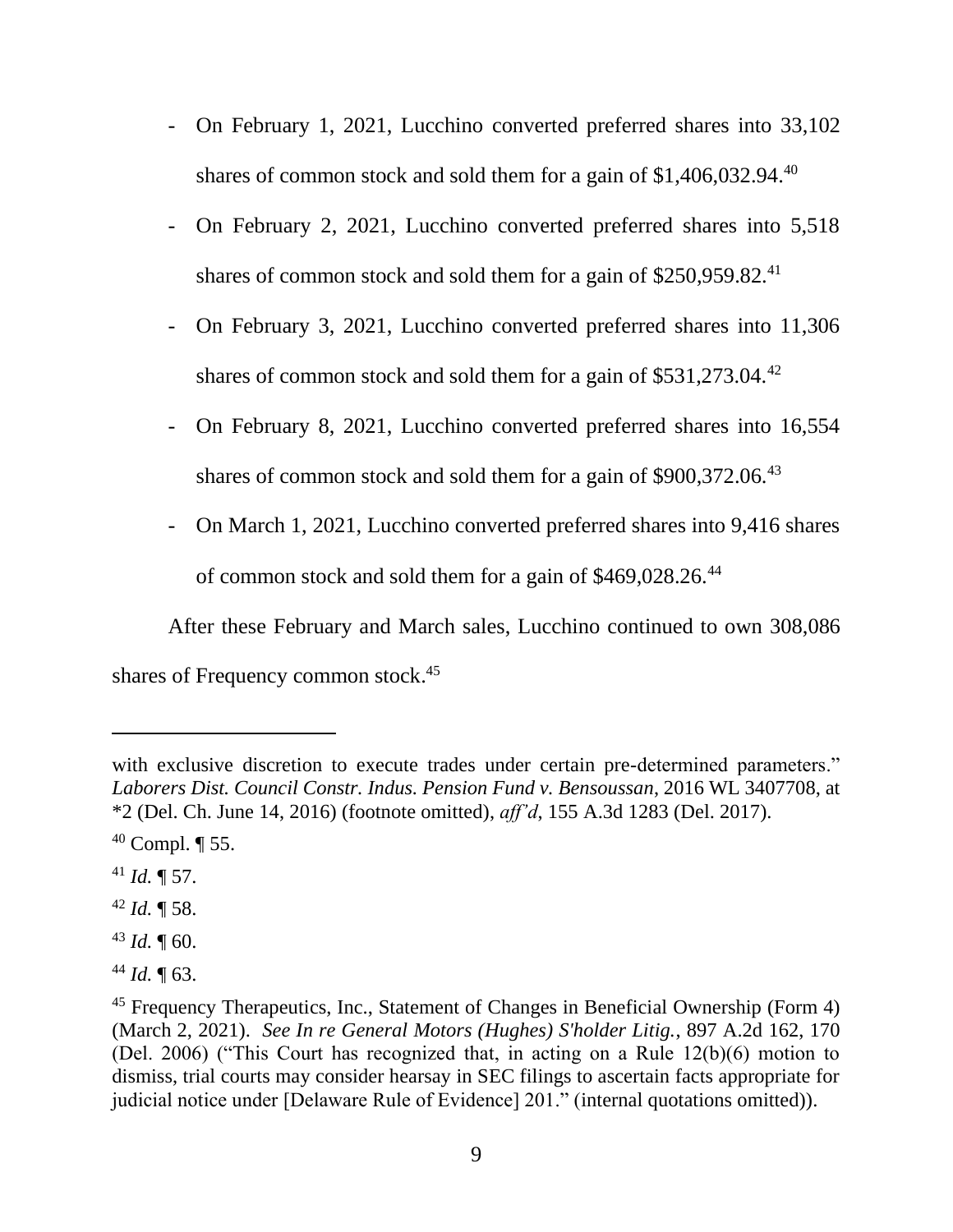- On February 1, 2021, Lucchino converted preferred shares into 33,102 shares of common stock and sold them for a gain of $1,406,032.94.[40]
- On February 2, 2021, Lucchino converted preferred shares into 5,518 shares of common stock and sold them for a gain of $250,959.82.[41]
- On February 3, 2021, Lucchino converted preferred shares into 11,306 shares of common stock and sold them for a gain of $531,273.04.[42]
- On February 8, 2021, Lucchino converted preferred shares into 16,554 shares of common stock and sold them for a gain of $900,372.06.[43]
- On March 1, 2021, Lucchino converted preferred shares into 9,416 shares of common stock and sold them for a gain of $469,028.26.[44]

After these February and March sales, Lucchino continued to own 308,086 shares of Frequency common stock.[45]

---

with exclusive discretion to execute trades under certain pre-determined parameters." *Laborers Dist. Council Constr. Indus. Pension Fund v. Bensoussan*, 2016 WL 3407708, at *2 (Del. Ch. June 14, 2016) (footnote omitted), *aff'd*, 155 A.3d 1283 (Del. 2017).

[40] Compl. ¶ 55.

[41] *Id.* ¶ 57.

[42] *Id.* ¶ 58.

[43] *Id.* ¶ 60.

[44] *Id.* ¶ 63.

[45] Frequency Therapeutics, Inc., Statement of Changes in Beneficial Ownership (Form 4) (March 2, 2021). *See In re General Motors (Hughes) S'holder Litig.*, 897 A.2d 162, 170 (Del. 2006) ("This Court has recognized that, in acting on a Rule 12(b)(6) motion to dismiss, trial courts may consider hearsay in SEC filings to ascertain facts appropriate for judicial notice under [Delaware Rule of Evidence] 201." (internal quotations omitted)).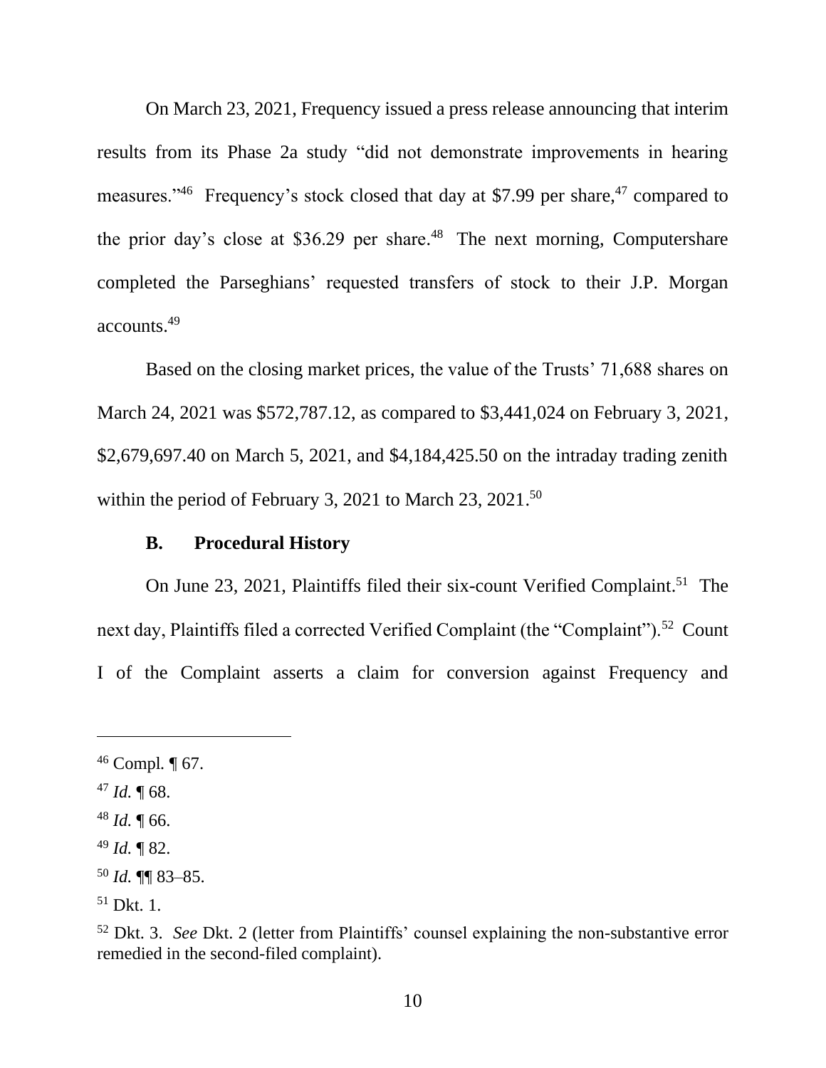On March 23, 2021, Frequency issued a press release announcing that interim results from its Phase 2a study "did not demonstrate improvements in hearing measures."[46] Frequency's stock closed that day at $7.99 per share,[47] compared to the prior day's close at $36.29 per share.[48] The next morning, Computershare completed the Parseghians' requested transfers of stock to their J.P. Morgan accounts.[49]

Based on the closing market prices, the value of the Trusts' 71,688 shares on March 24, 2021 was $572,787.12, as compared to $3,441,024 on February 3, 2021, $2,679,697.40 on March 5, 2021, and $4,184,425.50 on the intraday trading zenith within the period of February 3, 2021 to March 23, 2021.[50]

### B. Procedural History

On June 23, 2021, Plaintiffs filed their six-count Verified Complaint.[51] The next day, Plaintiffs filed a corrected Verified Complaint (the "Complaint").[52] Count I of the Complaint asserts a claim for conversion against Frequency and

---

[46] Compl. ¶ 67.

[47] *Id.* ¶ 68.

[48] *Id.* ¶ 66.

[49] *Id.* ¶ 82.

[50] *Id.* ¶¶ 83–85.

[51] Dkt. 1.

[52] Dkt. 3. *See* Dkt. 2 (letter from Plaintiffs' counsel explaining the non-substantive error remedied in the second-filed complaint).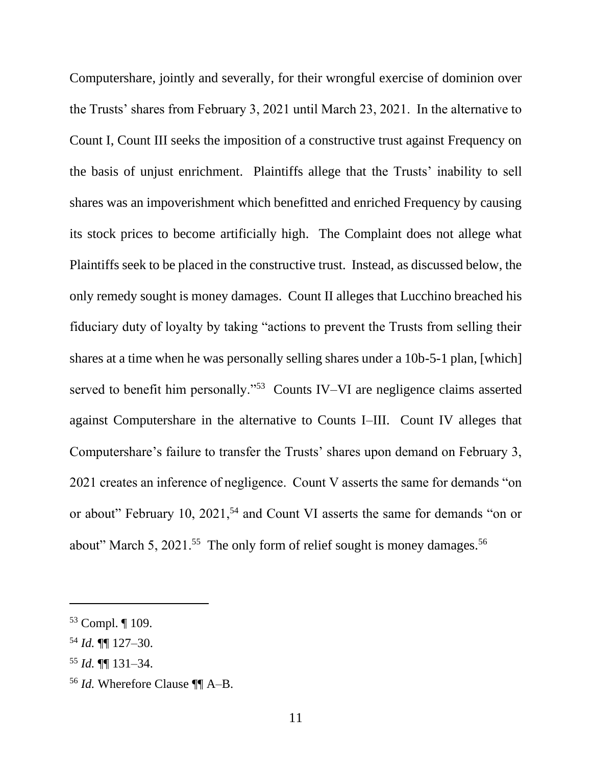Computershare, jointly and severally, for their wrongful exercise of dominion over the Trusts' shares from February 3, 2021 until March 23, 2021. In the alternative to Count I, Count III seeks the imposition of a constructive trust against Frequency on the basis of unjust enrichment. Plaintiffs allege that the Trusts' inability to sell shares was an impoverishment which benefitted and enriched Frequency by causing its stock prices to become artificially high. The Complaint does not allege what Plaintiffs seek to be placed in the constructive trust. Instead, as discussed below, the only remedy sought is money damages. Count II alleges that Lucchino breached his fiduciary duty of loyalty by taking "actions to prevent the Trusts from selling their shares at a time when he was personally selling shares under a 10b-5-1 plan, [which] served to benefit him personally."[53] Counts IV–VI are negligence claims asserted against Computershare in the alternative to Counts I–III. Count IV alleges that Computershare's failure to transfer the Trusts' shares upon demand on February 3, 2021 creates an inference of negligence. Count V asserts the same for demands "on or about" February 10, 2021,[54] and Count VI asserts the same for demands "on or about" March 5, 2021.[55] The only form of relief sought is money damages.[56]

---

[53] Compl. ¶ 109.

[54] *Id.* ¶¶ 127–30.

[55] *Id.* ¶¶ 131–34.

[56] *Id.* Wherefore Clause ¶¶ A–B.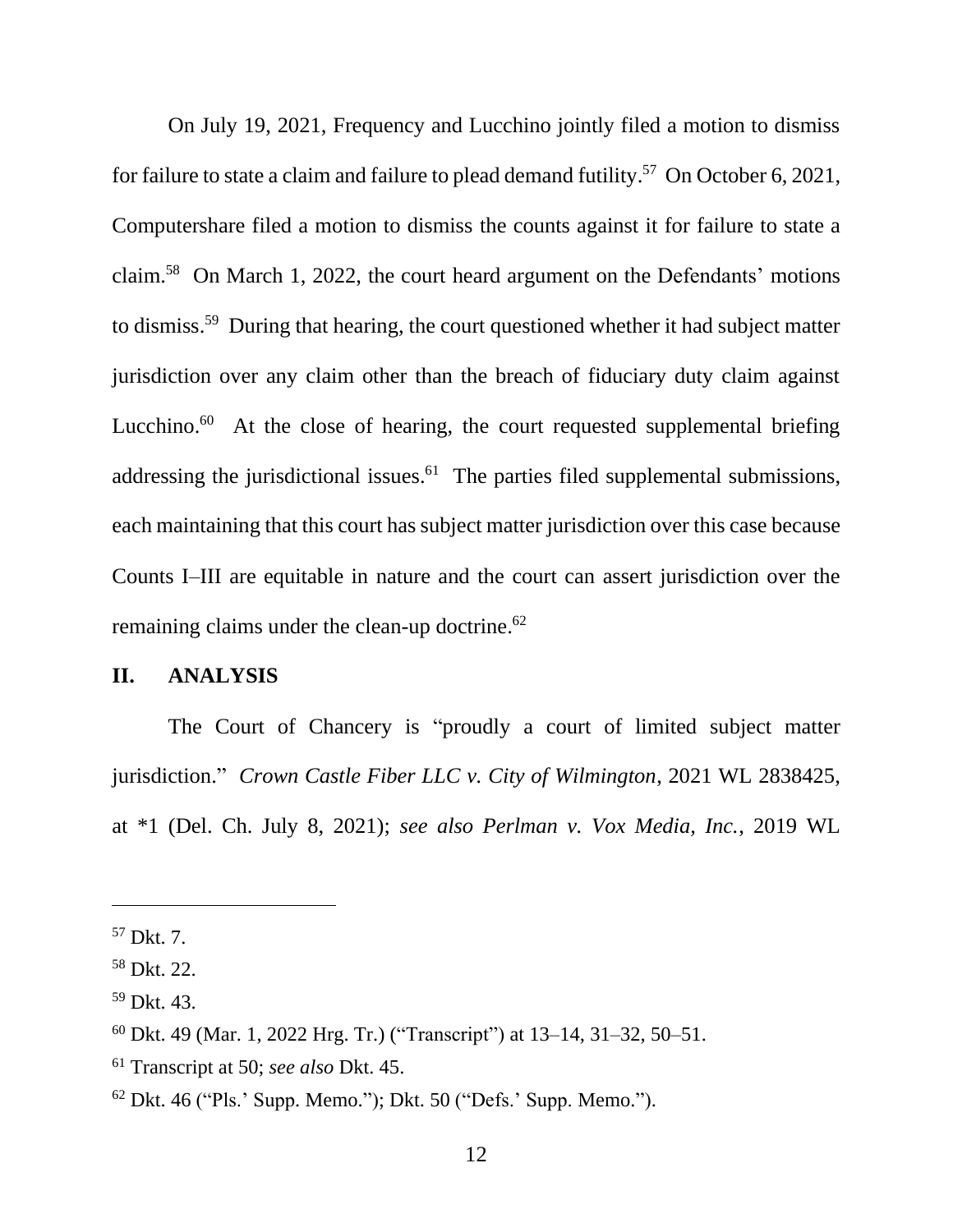On July 19, 2021, Frequency and Lucchino jointly filed a motion to dismiss for failure to state a claim and failure to plead demand futility.[57] On October 6, 2021, Computershare filed a motion to dismiss the counts against it for failure to state a claim.[58] On March 1, 2022, the court heard argument on the Defendants' motions to dismiss.[59] During that hearing, the court questioned whether it had subject matter jurisdiction over any claim other than the breach of fiduciary duty claim against Lucchino.[60] At the close of hearing, the court requested supplemental briefing addressing the jurisdictional issues.[61] The parties filed supplemental submissions, each maintaining that this court has subject matter jurisdiction over this case because Counts I–III are equitable in nature and the court can assert jurisdiction over the remaining claims under the clean-up doctrine.[62]

## II. ANALYSIS

The Court of Chancery is "proudly a court of limited subject matter jurisdiction." *Crown Castle Fiber LLC v. City of Wilmington*, 2021 WL 2838425, at *1 (Del. Ch. July 8, 2021); *see also Perlman v. Vox Media, Inc.*, 2019 WL

---

[57] Dkt. 7.

[58] Dkt. 22.

[59] Dkt. 43.

[60] Dkt. 49 (Mar. 1, 2022 Hrg. Tr.) ("Transcript") at 13–14, 31–32, 50–51.

[61] Transcript at 50; *see also* Dkt. 45.

[62] Dkt. 46 ("Pls.' Supp. Memo."); Dkt. 50 ("Defs.' Supp. Memo.").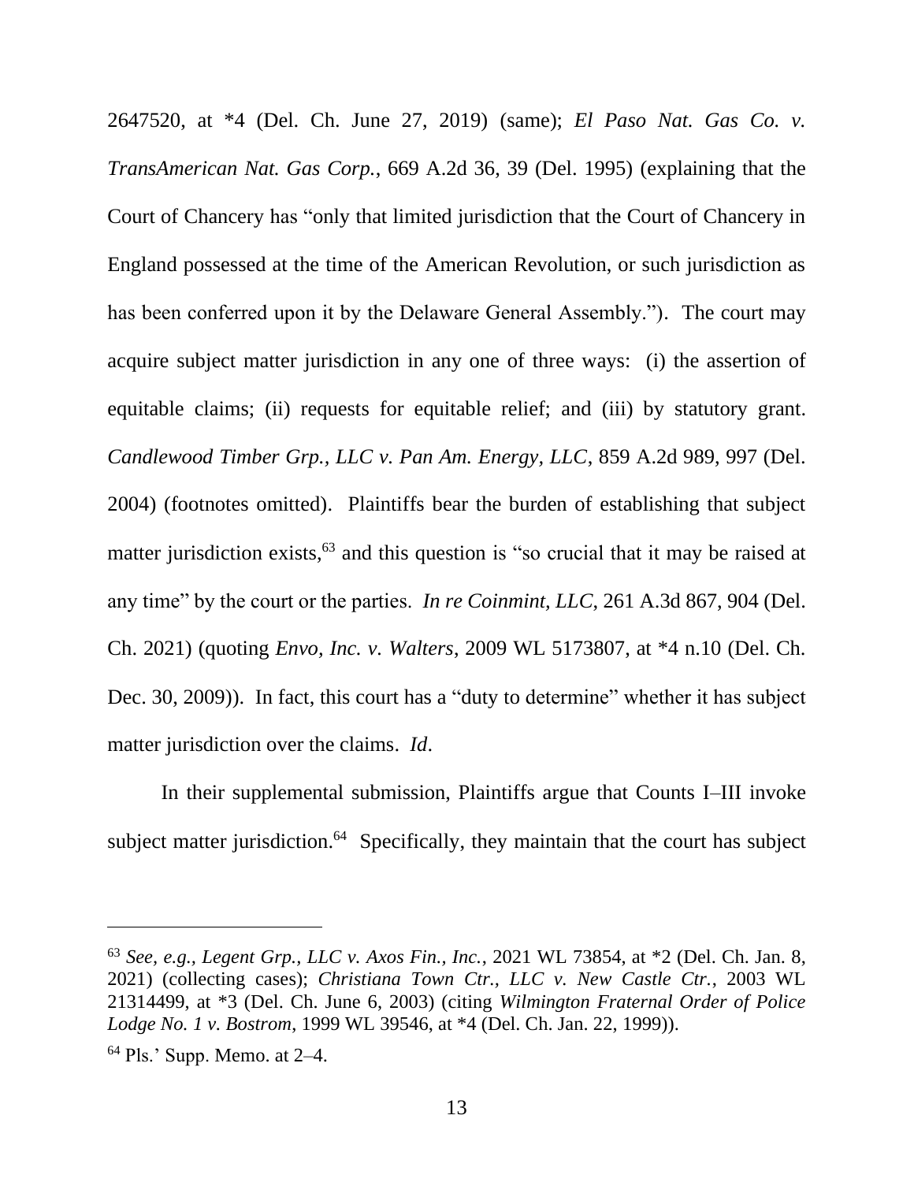2647520, at *4 (Del. Ch. June 27, 2019) (same); *El Paso Nat. Gas Co. v. TransAmerican Nat. Gas Corp.*, 669 A.2d 36, 39 (Del. 1995) (explaining that the Court of Chancery has "only that limited jurisdiction that the Court of Chancery in England possessed at the time of the American Revolution, or such jurisdiction as has been conferred upon it by the Delaware General Assembly."). The court may acquire subject matter jurisdiction in any one of three ways: (i) the assertion of equitable claims; (ii) requests for equitable relief; and (iii) by statutory grant. *Candlewood Timber Grp., LLC v. Pan Am. Energy, LLC*, 859 A.2d 989, 997 (Del. 2004) (footnotes omitted). Plaintiffs bear the burden of establishing that subject matter jurisdiction exists,[63] and this question is "so crucial that it may be raised at any time" by the court or the parties. *In re Coinmint, LLC*, 261 A.3d 867, 904 (Del. Ch. 2021) (quoting *Envo, Inc. v. Walters*, 2009 WL 5173807, at *4 n.10 (Del. Ch. Dec. 30, 2009)). In fact, this court has a "duty to determine" whether it has subject matter jurisdiction over the claims. *Id*.

In their supplemental submission, Plaintiffs argue that Counts I–III invoke subject matter jurisdiction.[64] Specifically, they maintain that the court has subject

---

[63] *See, e.g.*, *Legent Grp., LLC v. Axos Fin., Inc.*, 2021 WL 73854, at *2 (Del. Ch. Jan. 8, 2021) (collecting cases); *Christiana Town Ctr., LLC v. New Castle Ctr.*, 2003 WL 21314499, at *3 (Del. Ch. June 6, 2003) (citing *Wilmington Fraternal Order of Police Lodge No. 1 v. Bostrom*, 1999 WL 39546, at *4 (Del. Ch. Jan. 22, 1999)).

[64] Pls.' Supp. Memo. at 2–4.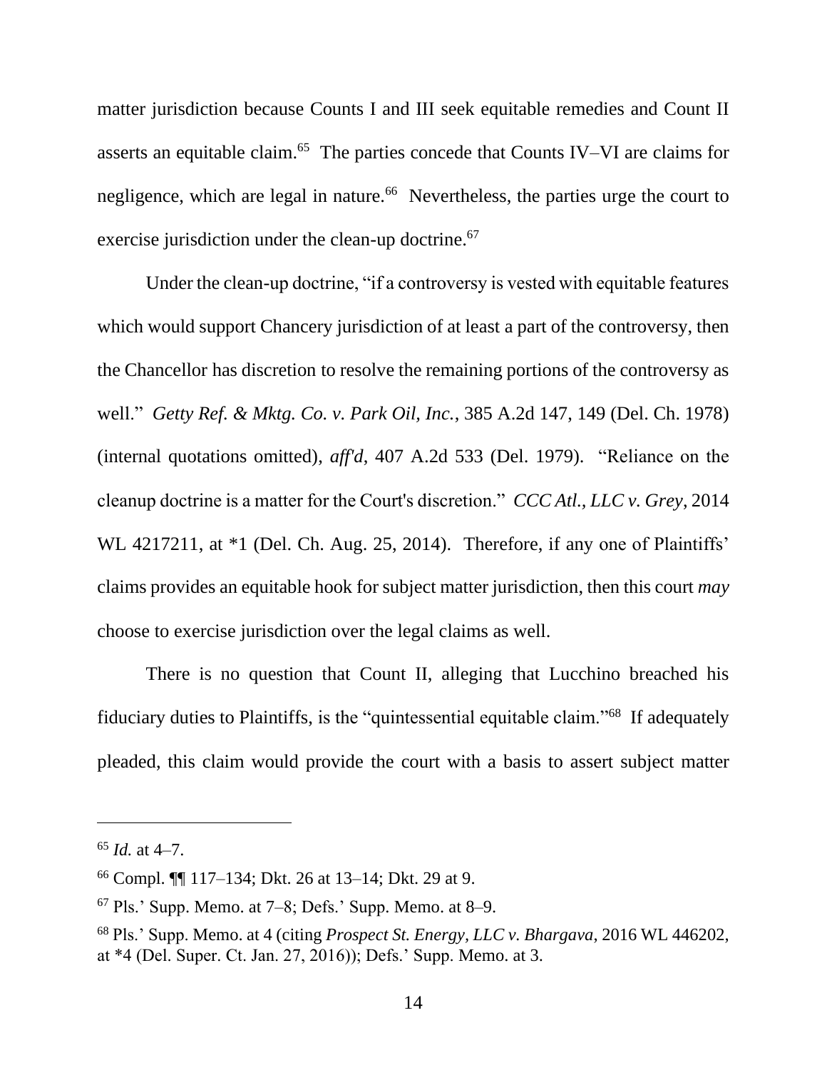matter jurisdiction because Counts I and III seek equitable remedies and Count II asserts an equitable claim.[65] The parties concede that Counts IV–VI are claims for negligence, which are legal in nature.[66] Nevertheless, the parties urge the court to exercise jurisdiction under the clean-up doctrine.[67]

Under the clean-up doctrine, "if a controversy is vested with equitable features which would support Chancery jurisdiction of at least a part of the controversy, then the Chancellor has discretion to resolve the remaining portions of the controversy as well." *Getty Ref. & Mktg. Co. v. Park Oil, Inc.*, 385 A.2d 147, 149 (Del. Ch. 1978) (internal quotations omitted), *aff'd*, 407 A.2d 533 (Del. 1979). "Reliance on the cleanup doctrine is a matter for the Court's discretion." *CCC Atl., LLC v. Grey*, 2014 WL 4217211, at *1 (Del. Ch. Aug. 25, 2014). Therefore, if any one of Plaintiffs' claims provides an equitable hook for subject matter jurisdiction, then this court *may* choose to exercise jurisdiction over the legal claims as well.

There is no question that Count II, alleging that Lucchino breached his fiduciary duties to Plaintiffs, is the "quintessential equitable claim."[68] If adequately pleaded, this claim would provide the court with a basis to assert subject matter

---

[65] *Id.* at 4–7.

[66] Compl. ¶¶ 117–134; Dkt. 26 at 13–14; Dkt. 29 at 9.

[67] Pls.' Supp. Memo. at 7–8; Defs.' Supp. Memo. at 8–9.

[68] Pls.' Supp. Memo. at 4 (citing *Prospect St. Energy, LLC v. Bhargava*, 2016 WL 446202, at *4 (Del. Super. Ct. Jan. 27, 2016)); Defs.' Supp. Memo. at 3.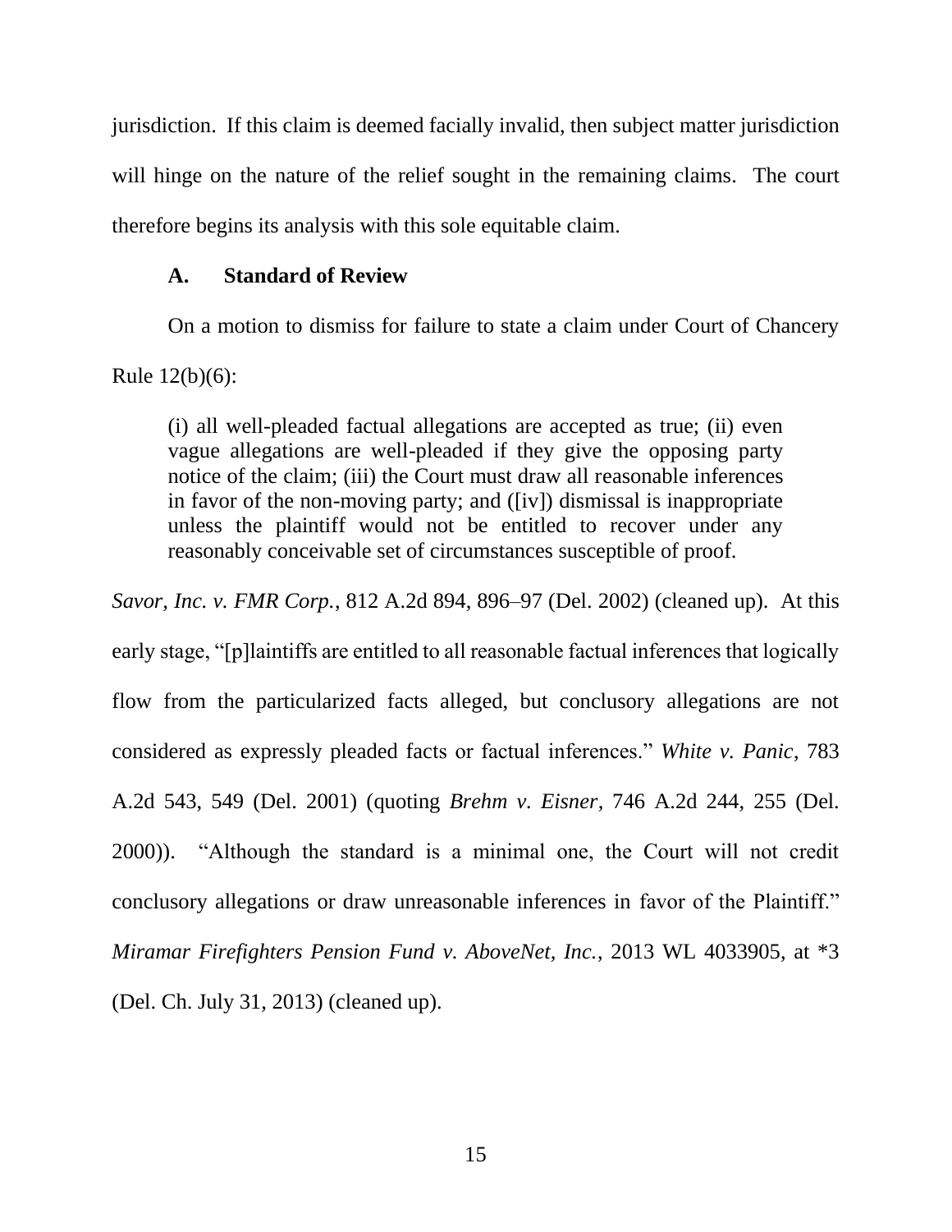jurisdiction. If this claim is deemed facially invalid, then subject matter jurisdiction will hinge on the nature of the relief sought in the remaining claims. The court therefore begins its analysis with this sole equitable claim.

### A. Standard of Review

On a motion to dismiss for failure to state a claim under Court of Chancery Rule 12(b)(6):

> (i) all well-pleaded factual allegations are accepted as true; (ii) even vague allegations are well-pleaded if they give the opposing party notice of the claim; (iii) the Court must draw all reasonable inferences in favor of the non-moving party; and ([iv]) dismissal is inappropriate unless the plaintiff would not be entitled to recover under any reasonably conceivable set of circumstances susceptible of proof.

*Savor, Inc. v. FMR Corp.*, 812 A.2d 894, 896–97 (Del. 2002) (cleaned up). At this early stage, "[p]laintiffs are entitled to all reasonable factual inferences that logically flow from the particularized facts alleged, but conclusory allegations are not considered as expressly pleaded facts or factual inferences." *White v. Panic*, 783 A.2d 543, 549 (Del. 2001) (quoting *Brehm v. Eisner*, 746 A.2d 244, 255 (Del. 2000)). "Although the standard is a minimal one, the Court will not credit conclusory allegations or draw unreasonable inferences in favor of the Plaintiff." *Miramar Firefighters Pension Fund v. AboveNet, Inc.*, 2013 WL 4033905, at *3 (Del. Ch. July 31, 2013) (cleaned up).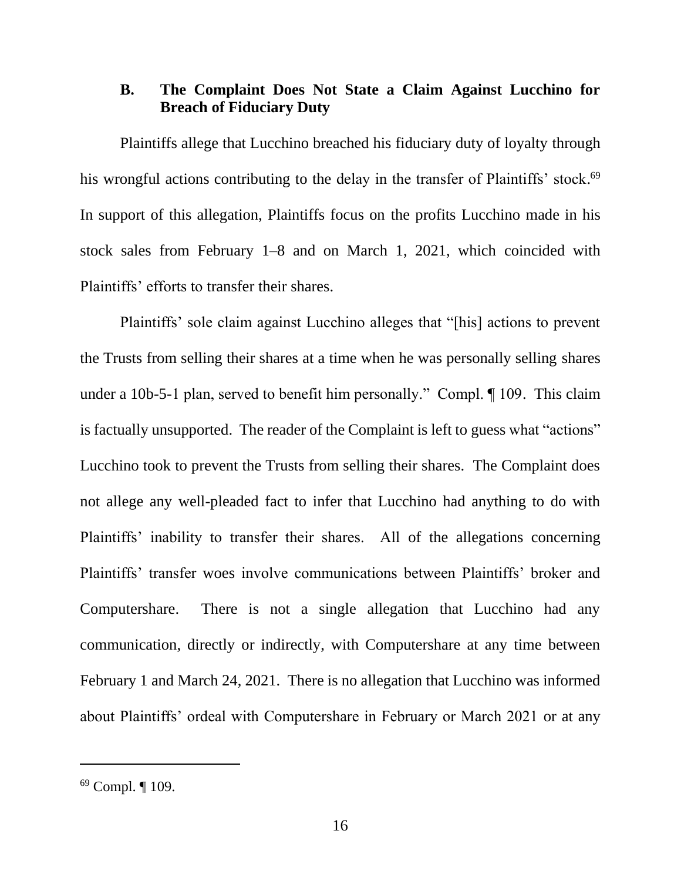### B. The Complaint Does Not State a Claim Against Lucchino for Breach of Fiduciary Duty

Plaintiffs allege that Lucchino breached his fiduciary duty of loyalty through his wrongful actions contributing to the delay in the transfer of Plaintiffs' stock.[69] In support of this allegation, Plaintiffs focus on the profits Lucchino made in his stock sales from February 1–8 and on March 1, 2021, which coincided with Plaintiffs' efforts to transfer their shares.

Plaintiffs' sole claim against Lucchino alleges that "[his] actions to prevent the Trusts from selling their shares at a time when he was personally selling shares under a 10b-5-1 plan, served to benefit him personally." Compl. ¶ 109. This claim is factually unsupported. The reader of the Complaint is left to guess what "actions" Lucchino took to prevent the Trusts from selling their shares. The Complaint does not allege any well-pleaded fact to infer that Lucchino had anything to do with Plaintiffs' inability to transfer their shares. All of the allegations concerning Plaintiffs' transfer woes involve communications between Plaintiffs' broker and Computershare. There is not a single allegation that Lucchino had any communication, directly or indirectly, with Computershare at any time between February 1 and March 24, 2021. There is no allegation that Lucchino was informed about Plaintiffs' ordeal with Computershare in February or March 2021 or at any

---

[69] Compl. ¶ 109.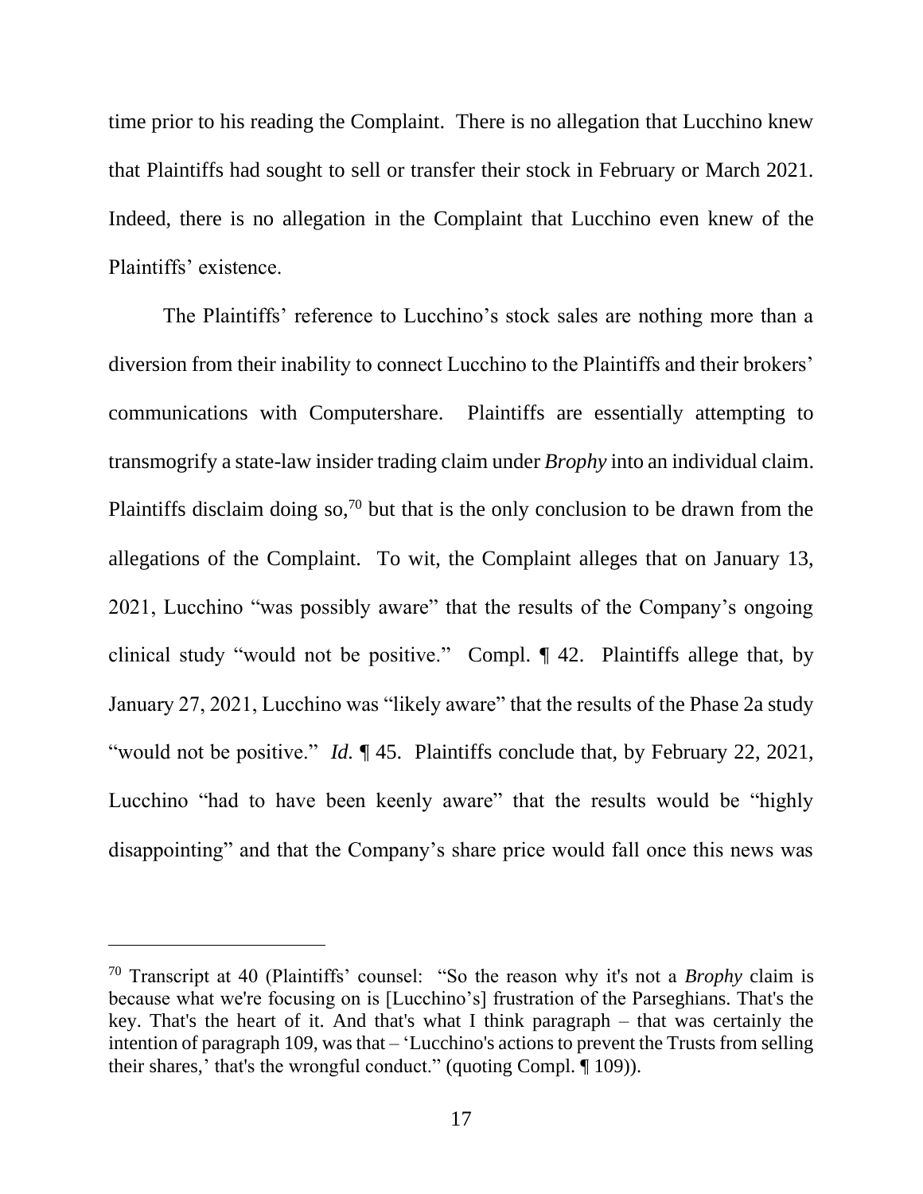time prior to his reading the Complaint. There is no allegation that Lucchino knew that Plaintiffs had sought to sell or transfer their stock in February or March 2021. Indeed, there is no allegation in the Complaint that Lucchino even knew of the Plaintiffs' existence.

The Plaintiffs' reference to Lucchino's stock sales are nothing more than a diversion from their inability to connect Lucchino to the Plaintiffs and their brokers' communications with Computershare. Plaintiffs are essentially attempting to transmogrify a state-law insider trading claim under *Brophy* into an individual claim. Plaintiffs disclaim doing so,[70] but that is the only conclusion to be drawn from the allegations of the Complaint. To wit, the Complaint alleges that on January 13, 2021, Lucchino "was possibly aware" that the results of the Company's ongoing clinical study "would not be positive." Compl. ¶ 42. Plaintiffs allege that, by January 27, 2021, Lucchino was "likely aware" that the results of the Phase 2a study "would not be positive." *Id.* ¶ 45. Plaintiffs conclude that, by February 22, 2021, Lucchino "had to have been keenly aware" that the results would be "highly disappointing" and that the Company's share price would fall once this news was

---

[70] Transcript at 40 (Plaintiffs' counsel: "So the reason why it's not a *Brophy* claim is because what we're focusing on is [Lucchino's] frustration of the Parseghians. That's the key. That's the heart of it. And that's what I think paragraph – that was certainly the intention of paragraph 109, was that – 'Lucchino's actions to prevent the Trusts from selling their shares,' that's the wrongful conduct." (quoting Compl. ¶ 109)).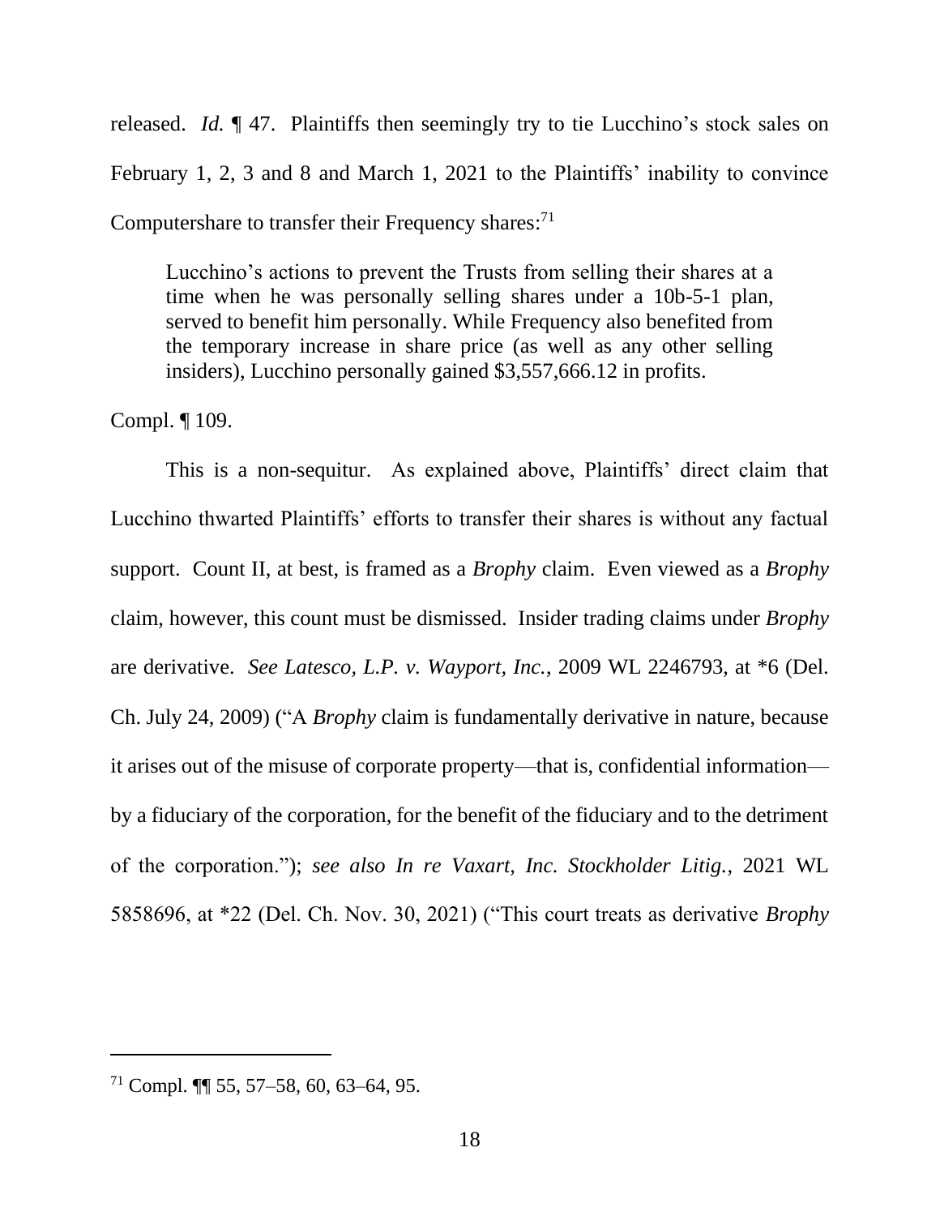released. *Id.* ¶ 47. Plaintiffs then seemingly try to tie Lucchino's stock sales on February 1, 2, 3 and 8 and March 1, 2021 to the Plaintiffs' inability to convince Computershare to transfer their Frequency shares:[71]

> Lucchino's actions to prevent the Trusts from selling their shares at a time when he was personally selling shares under a 10b-5-1 plan, served to benefit him personally. While Frequency also benefited from the temporary increase in share price (as well as any other selling insiders), Lucchino personally gained $3,557,666.12 in profits.

Compl. ¶ 109.

This is a non-sequitur. As explained above, Plaintiffs' direct claim that Lucchino thwarted Plaintiffs' efforts to transfer their shares is without any factual support. Count II, at best, is framed as a *Brophy* claim. Even viewed as a *Brophy* claim, however, this count must be dismissed. Insider trading claims under *Brophy* are derivative. *See Latesco, L.P. v. Wayport, Inc.*, 2009 WL 2246793, at *6 (Del. Ch. July 24, 2009) ("A *Brophy* claim is fundamentally derivative in nature, because it arises out of the misuse of corporate property—that is, confidential information—by a fiduciary of the corporation, for the benefit of the fiduciary and to the detriment of the corporation."); *see also In re Vaxart, Inc. Stockholder Litig.*, 2021 WL 5858696, at *22 (Del. Ch. Nov. 30, 2021) ("This court treats as derivative *Brophy*

---

[71] Compl. ¶¶ 55, 57–58, 60, 63–64, 95.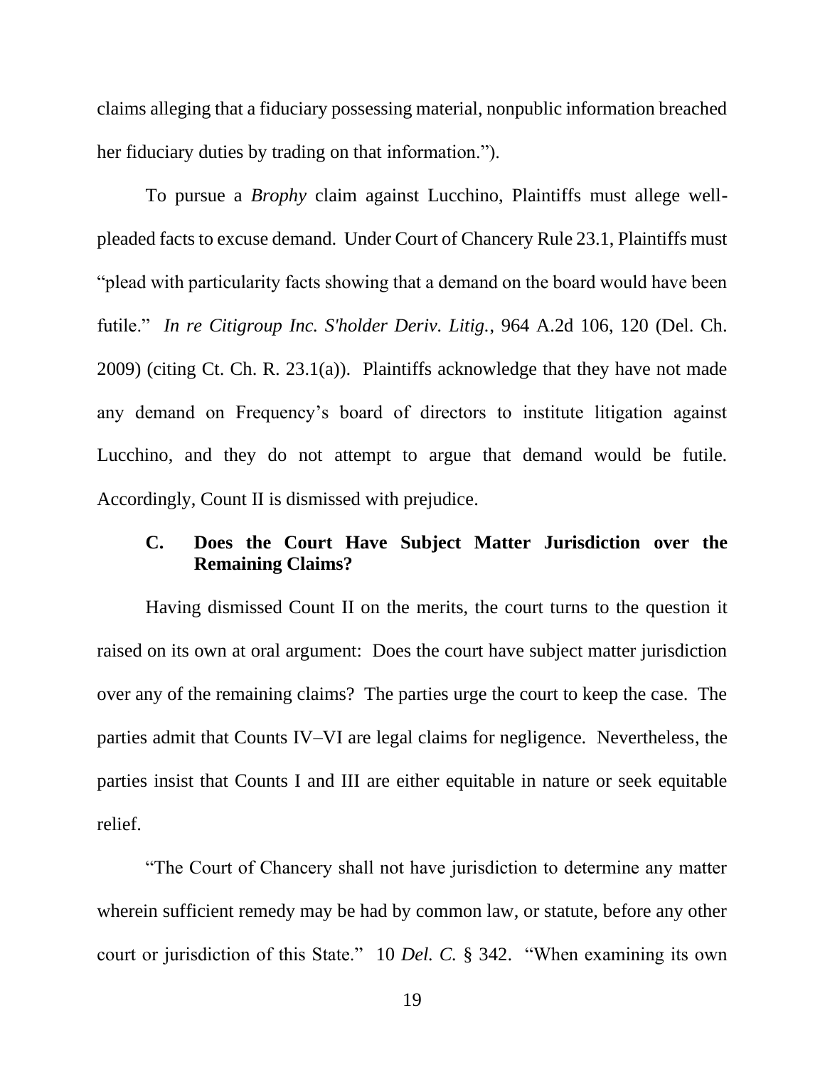claims alleging that a fiduciary possessing material, nonpublic information breached her fiduciary duties by trading on that information.").

To pursue a *Brophy* claim against Lucchino, Plaintiffs must allege well-pleaded facts to excuse demand. Under Court of Chancery Rule 23.1, Plaintiffs must "plead with particularity facts showing that a demand on the board would have been futile." *In re Citigroup Inc. S'holder Deriv. Litig.*, 964 A.2d 106, 120 (Del. Ch. 2009) (citing Ct. Ch. R. 23.1(a)). Plaintiffs acknowledge that they have not made any demand on Frequency's board of directors to institute litigation against Lucchino, and they do not attempt to argue that demand would be futile. Accordingly, Count II is dismissed with prejudice.

### C. Does the Court Have Subject Matter Jurisdiction over the Remaining Claims?

Having dismissed Count II on the merits, the court turns to the question it raised on its own at oral argument: Does the court have subject matter jurisdiction over any of the remaining claims? The parties urge the court to keep the case. The parties admit that Counts IV–VI are legal claims for negligence. Nevertheless, the parties insist that Counts I and III are either equitable in nature or seek equitable relief.

"The Court of Chancery shall not have jurisdiction to determine any matter wherein sufficient remedy may be had by common law, or statute, before any other court or jurisdiction of this State." 10 *Del. C.* § 342. "When examining its own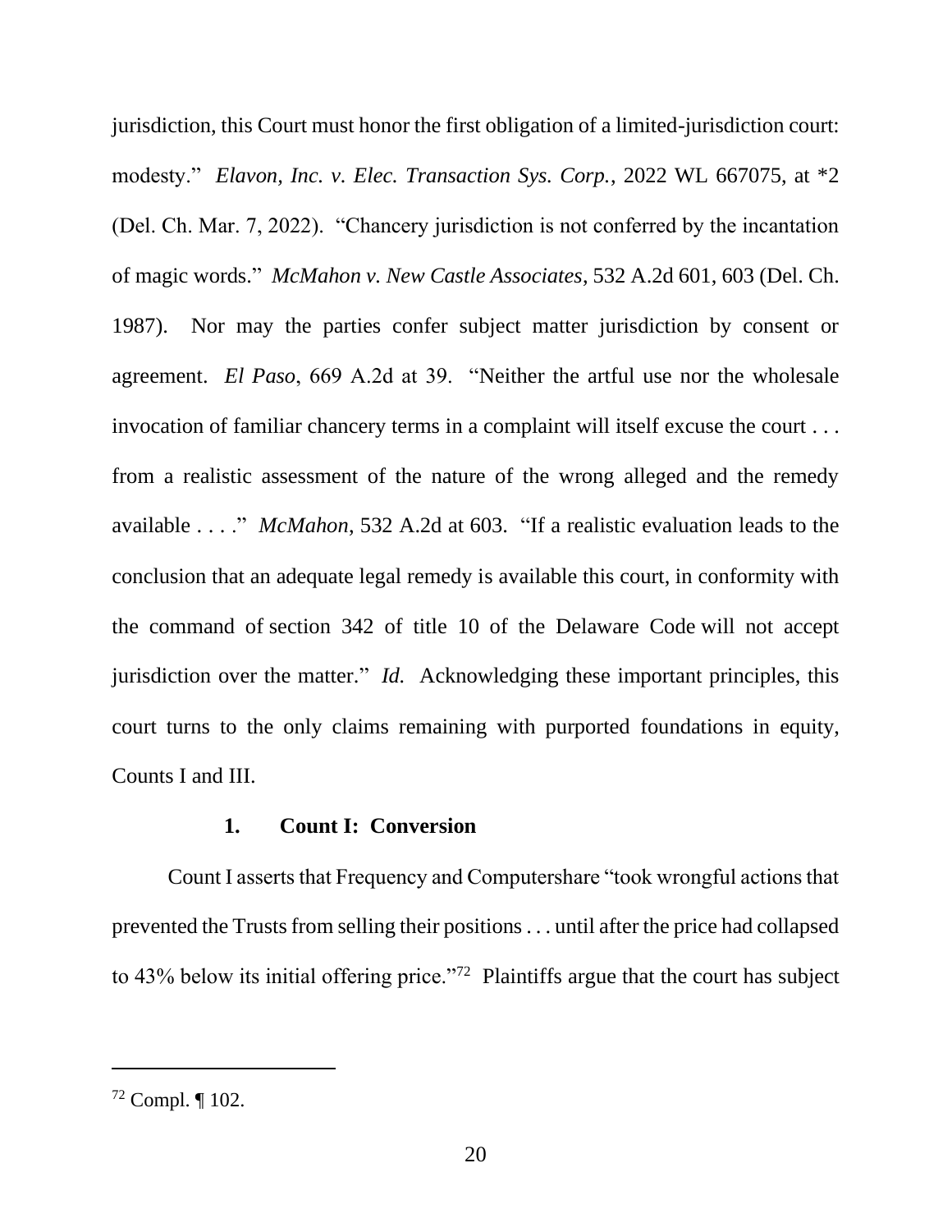jurisdiction, this Court must honor the first obligation of a limited-jurisdiction court: modesty." *Elavon, Inc. v. Elec. Transaction Sys. Corp.*, 2022 WL 667075, at *2 (Del. Ch. Mar. 7, 2022). "Chancery jurisdiction is not conferred by the incantation of magic words." *McMahon v. New Castle Associates*, 532 A.2d 601, 603 (Del. Ch. 1987). Nor may the parties confer subject matter jurisdiction by consent or agreement. *El Paso*, 669 A.2d at 39. "Neither the artful use nor the wholesale invocation of familiar chancery terms in a complaint will itself excuse the court . . . from a realistic assessment of the nature of the wrong alleged and the remedy available . . . ." *McMahon*, 532 A.2d at 603. "If a realistic evaluation leads to the conclusion that an adequate legal remedy is available this court, in conformity with the command of section 342 of title 10 of the Delaware Code will not accept jurisdiction over the matter." *Id.* Acknowledging these important principles, this court turns to the only claims remaining with purported foundations in equity, Counts I and III.

### 1. Count I: Conversion

Count I asserts that Frequency and Computershare "took wrongful actions that prevented the Trusts from selling their positions . . . until after the price had collapsed to 43% below its initial offering price."[72] Plaintiffs argue that the court has subject

---

[72] Compl. ¶ 102.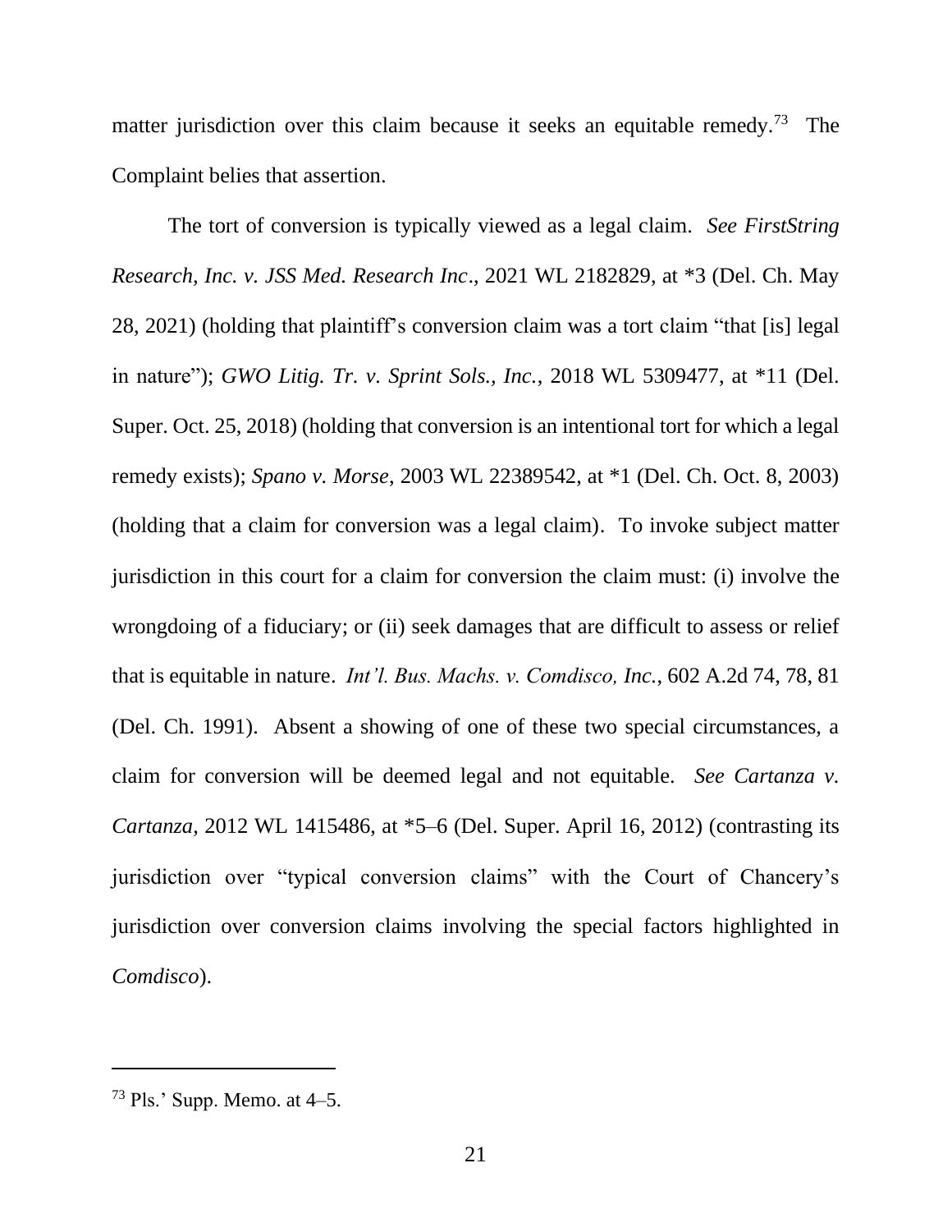matter jurisdiction over this claim because it seeks an equitable remedy.[73] The Complaint belies that assertion.

The tort of conversion is typically viewed as a legal claim. *See FirstString Research, Inc. v. JSS Med. Research Inc*., 2021 WL 2182829, at *3 (Del. Ch. May 28, 2021) (holding that plaintiff's conversion claim was a tort claim "that [is] legal in nature"); *GWO Litig. Tr. v. Sprint Sols., Inc.*, 2018 WL 5309477, at *11 (Del. Super. Oct. 25, 2018) (holding that conversion is an intentional tort for which a legal remedy exists); *Spano v. Morse*, 2003 WL 22389542, at *1 (Del. Ch. Oct. 8, 2003) (holding that a claim for conversion was a legal claim). To invoke subject matter jurisdiction in this court for a claim for conversion the claim must: (i) involve the wrongdoing of a fiduciary; or (ii) seek damages that are difficult to assess or relief that is equitable in nature. *Int'l. Bus. Machs. v. Comdisco, Inc.*, 602 A.2d 74, 78, 81 (Del. Ch. 1991). Absent a showing of one of these two special circumstances, a claim for conversion will be deemed legal and not equitable. *See Cartanza v. Cartanza*, 2012 WL 1415486, at *5–6 (Del. Super. April 16, 2012) (contrasting its jurisdiction over "typical conversion claims" with the Court of Chancery's jurisdiction over conversion claims involving the special factors highlighted in *Comdisco*).

---

[73] Pls.' Supp. Memo. at 4–5.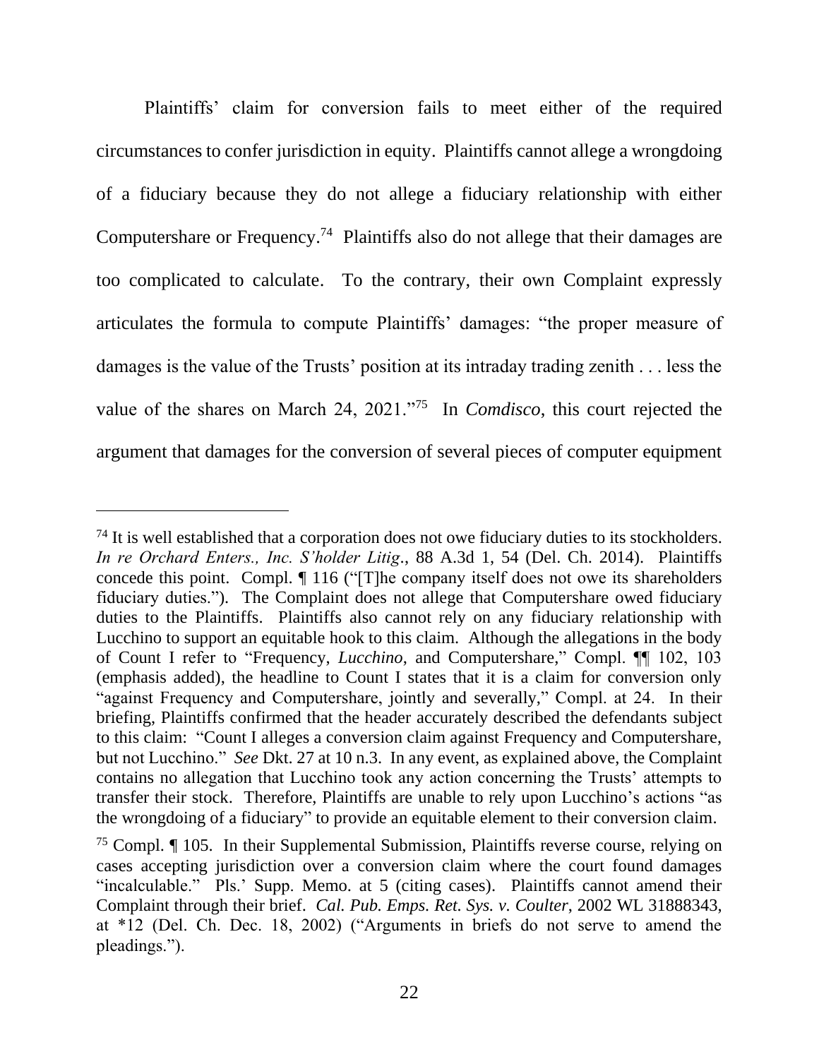Plaintiffs' claim for conversion fails to meet either of the required circumstances to confer jurisdiction in equity. Plaintiffs cannot allege a wrongdoing of a fiduciary because they do not allege a fiduciary relationship with either Computershare or Frequency.[74] Plaintiffs also do not allege that their damages are too complicated to calculate. To the contrary, their own Complaint expressly articulates the formula to compute Plaintiffs' damages: "the proper measure of damages is the value of the Trusts' position at its intraday trading zenith . . . less the value of the shares on March 24, 2021."[75] In *Comdisco*, this court rejected the argument that damages for the conversion of several pieces of computer equipment

---

[74] It is well established that a corporation does not owe fiduciary duties to its stockholders. *In re Orchard Enters., Inc. S'holder Litig*., 88 A.3d 1, 54 (Del. Ch. 2014). Plaintiffs concede this point. Compl. ¶ 116 ("[T]he company itself does not owe its shareholders fiduciary duties."). The Complaint does not allege that Computershare owed fiduciary duties to the Plaintiffs. Plaintiffs also cannot rely on any fiduciary relationship with Lucchino to support an equitable hook to this claim. Although the allegations in the body of Count I refer to "Frequency, *Lucchino*, and Computershare," Compl. ¶¶ 102, 103 (emphasis added), the headline to Count I states that it is a claim for conversion only "against Frequency and Computershare, jointly and severally," Compl. at 24. In their briefing, Plaintiffs confirmed that the header accurately described the defendants subject to this claim: "Count I alleges a conversion claim against Frequency and Computershare, but not Lucchino." *See* Dkt. 27 at 10 n.3. In any event, as explained above, the Complaint contains no allegation that Lucchino took any action concerning the Trusts' attempts to transfer their stock. Therefore, Plaintiffs are unable to rely upon Lucchino's actions "as the wrongdoing of a fiduciary" to provide an equitable element to their conversion claim.

[75] Compl. ¶ 105. In their Supplemental Submission, Plaintiffs reverse course, relying on cases accepting jurisdiction over a conversion claim where the court found damages "incalculable." Pls.' Supp. Memo. at 5 (citing cases). Plaintiffs cannot amend their Complaint through their brief. *Cal. Pub. Emps. Ret. Sys. v. Coulter*, 2002 WL 31888343, at *12 (Del. Ch. Dec. 18, 2002) ("Arguments in briefs do not serve to amend the pleadings.").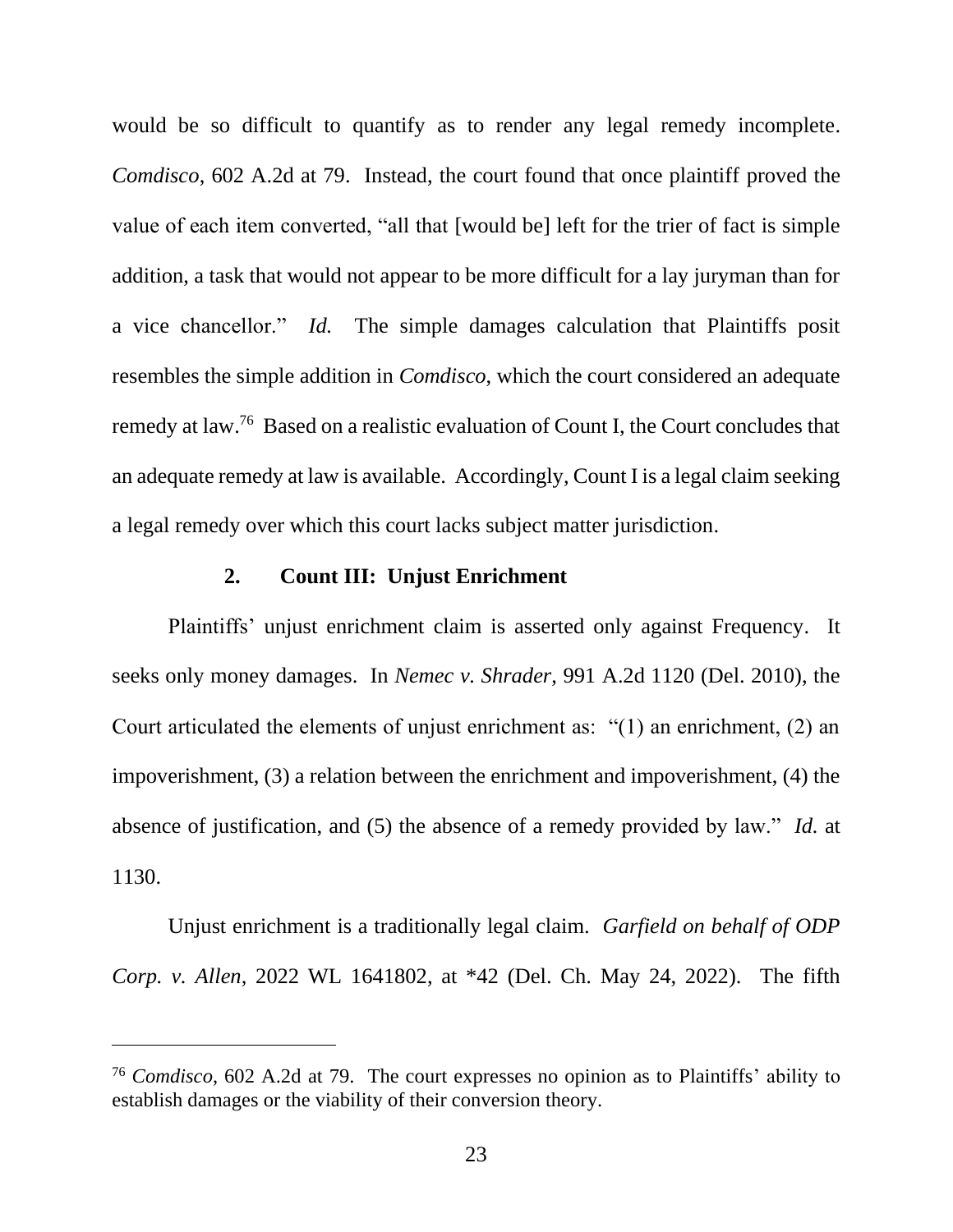would be so difficult to quantify as to render any legal remedy incomplete. *Comdisco*, 602 A.2d at 79. Instead, the court found that once plaintiff proved the value of each item converted, "all that [would be] left for the trier of fact is simple addition, a task that would not appear to be more difficult for a lay juryman than for a vice chancellor." *Id.* The simple damages calculation that Plaintiffs posit resembles the simple addition in *Comdisco*, which the court considered an adequate remedy at law.[76] Based on a realistic evaluation of Count I, the Court concludes that an adequate remedy at law is available. Accordingly, Count I is a legal claim seeking a legal remedy over which this court lacks subject matter jurisdiction.

### 2. Count III: Unjust Enrichment

Plaintiffs' unjust enrichment claim is asserted only against Frequency. It seeks only money damages. In *Nemec v. Shrader*, 991 A.2d 1120 (Del. 2010), the Court articulated the elements of unjust enrichment as: "(1) an enrichment, (2) an impoverishment, (3) a relation between the enrichment and impoverishment, (4) the absence of justification, and (5) the absence of a remedy provided by law." *Id.* at 1130.

Unjust enrichment is a traditionally legal claim. *Garfield on behalf of ODP Corp. v. Allen*, 2022 WL 1641802, at *42 (Del. Ch. May 24, 2022). The fifth

---

[76] *Comdisco*, 602 A.2d at 79. The court expresses no opinion as to Plaintiffs' ability to establish damages or the viability of their conversion theory.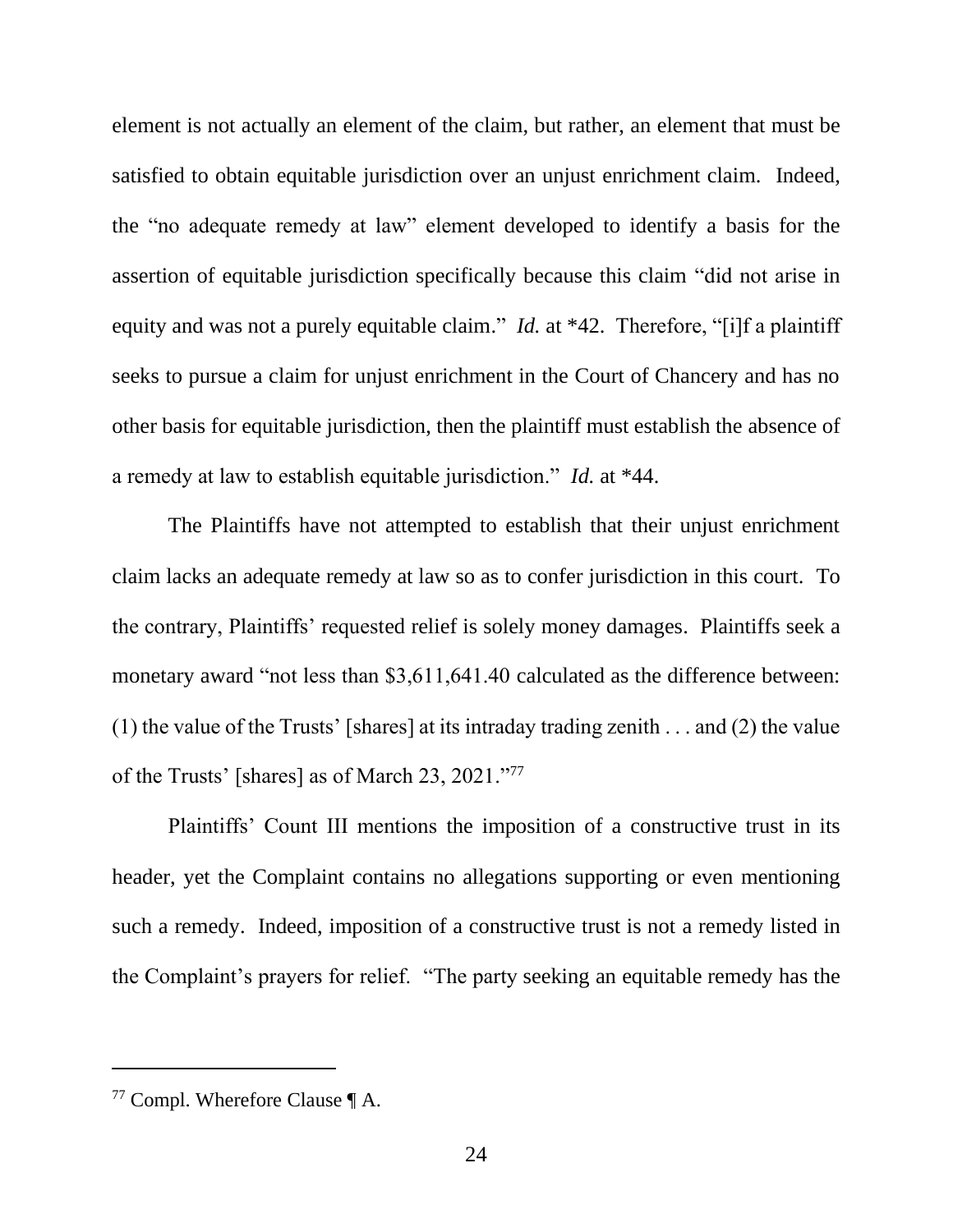element is not actually an element of the claim, but rather, an element that must be satisfied to obtain equitable jurisdiction over an unjust enrichment claim. Indeed, the "no adequate remedy at law" element developed to identify a basis for the assertion of equitable jurisdiction specifically because this claim "did not arise in equity and was not a purely equitable claim." *Id.* at *42. Therefore, "[i]f a plaintiff seeks to pursue a claim for unjust enrichment in the Court of Chancery and has no other basis for equitable jurisdiction, then the plaintiff must establish the absence of a remedy at law to establish equitable jurisdiction." *Id.* at *44.

The Plaintiffs have not attempted to establish that their unjust enrichment claim lacks an adequate remedy at law so as to confer jurisdiction in this court. To the contrary, Plaintiffs' requested relief is solely money damages. Plaintiffs seek a monetary award "not less than $3,611,641.40 calculated as the difference between: (1) the value of the Trusts' [shares] at its intraday trading zenith . . . and (2) the value of the Trusts' [shares] as of March 23, 2021."[77]

Plaintiffs' Count III mentions the imposition of a constructive trust in its header, yet the Complaint contains no allegations supporting or even mentioning such a remedy. Indeed, imposition of a constructive trust is not a remedy listed in the Complaint's prayers for relief. "The party seeking an equitable remedy has the

---

[77] Compl. Wherefore Clause ¶ A.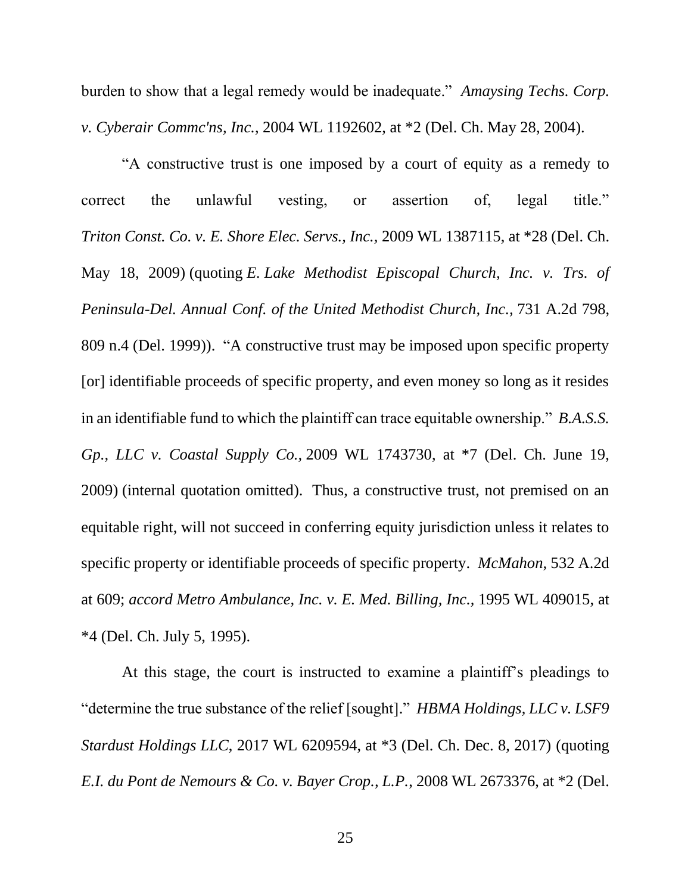burden to show that a legal remedy would be inadequate." *Amaysing Techs. Corp. v. Cyberair Commc'ns, Inc.*, 2004 WL 1192602, at *2 (Del. Ch. May 28, 2004).

"A constructive trust is one imposed by a court of equity as a remedy to correct the unlawful vesting, or assertion of, legal title." *Triton Const. Co. v. E. Shore Elec. Servs., Inc.*, 2009 WL 1387115, at *28 (Del. Ch. May 18, 2009) (quoting *E. Lake Methodist Episcopal Church, Inc. v. Trs. of Peninsula-Del. Annual Conf. of the United Methodist Church, Inc.*, 731 A.2d 798, 809 n.4 (Del. 1999)). "A constructive trust may be imposed upon specific property [or] identifiable proceeds of specific property, and even money so long as it resides in an identifiable fund to which the plaintiff can trace equitable ownership." *B.A.S.S. Gp., LLC v. Coastal Supply Co.*, 2009 WL 1743730, at *7 (Del. Ch. June 19, 2009) (internal quotation omitted). Thus, a constructive trust, not premised on an equitable right, will not succeed in conferring equity jurisdiction unless it relates to specific property or identifiable proceeds of specific property. *McMahon*, 532 A.2d at 609; *accord Metro Ambulance, Inc. v. E. Med. Billing, Inc.*, 1995 WL 409015, at *4 (Del. Ch. July 5, 1995).

At this stage, the court is instructed to examine a plaintiff's pleadings to "determine the true substance of the relief [sought]." *HBMA Holdings, LLC v. LSF9 Stardust Holdings LLC*, 2017 WL 6209594, at *3 (Del. Ch. Dec. 8, 2017) (quoting *E.I. du Pont de Nemours & Co. v. Bayer Crop., L.P.*, 2008 WL 2673376, at *2 (Del.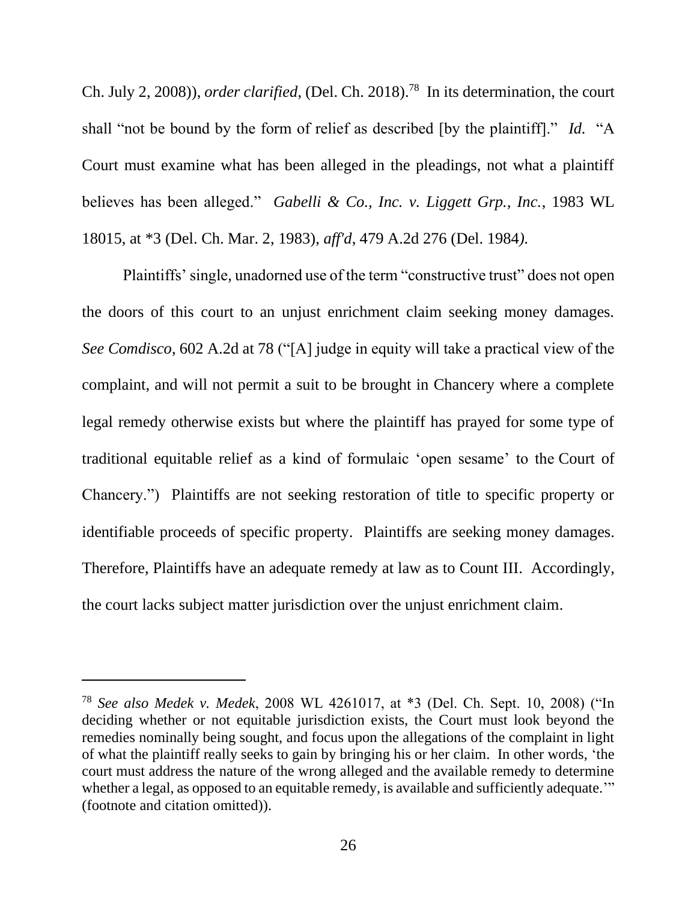Ch. July 2, 2008)), *order clarified*, (Del. Ch. 2018).[78] In its determination, the court shall "not be bound by the form of relief as described [by the plaintiff]." *Id.* "A Court must examine what has been alleged in the pleadings, not what a plaintiff believes has been alleged." *Gabelli & Co., Inc. v. Liggett Grp., Inc.*, 1983 WL 18015, at *3 (Del. Ch. Mar. 2, 1983), *aff'd*, 479 A.2d 276 (Del. 1984).

Plaintiffs' single, unadorned use of the term "constructive trust" does not open the doors of this court to an unjust enrichment claim seeking money damages. *See Comdisco*, 602 A.2d at 78 ("[A] judge in equity will take a practical view of the complaint, and will not permit a suit to be brought in Chancery where a complete legal remedy otherwise exists but where the plaintiff has prayed for some type of traditional equitable relief as a kind of formulaic 'open sesame' to the Court of Chancery.") Plaintiffs are not seeking restoration of title to specific property or identifiable proceeds of specific property. Plaintiffs are seeking money damages. Therefore, Plaintiffs have an adequate remedy at law as to Count III. Accordingly, the court lacks subject matter jurisdiction over the unjust enrichment claim.

---

[78] *See also Medek v. Medek*, 2008 WL 4261017, at *3 (Del. Ch. Sept. 10, 2008) ("In deciding whether or not equitable jurisdiction exists, the Court must look beyond the remedies nominally being sought, and focus upon the allegations of the complaint in light of what the plaintiff really seeks to gain by bringing his or her claim. In other words, 'the court must address the nature of the wrong alleged and the available remedy to determine whether a legal, as opposed to an equitable remedy, is available and sufficiently adequate.'" (footnote and citation omitted)).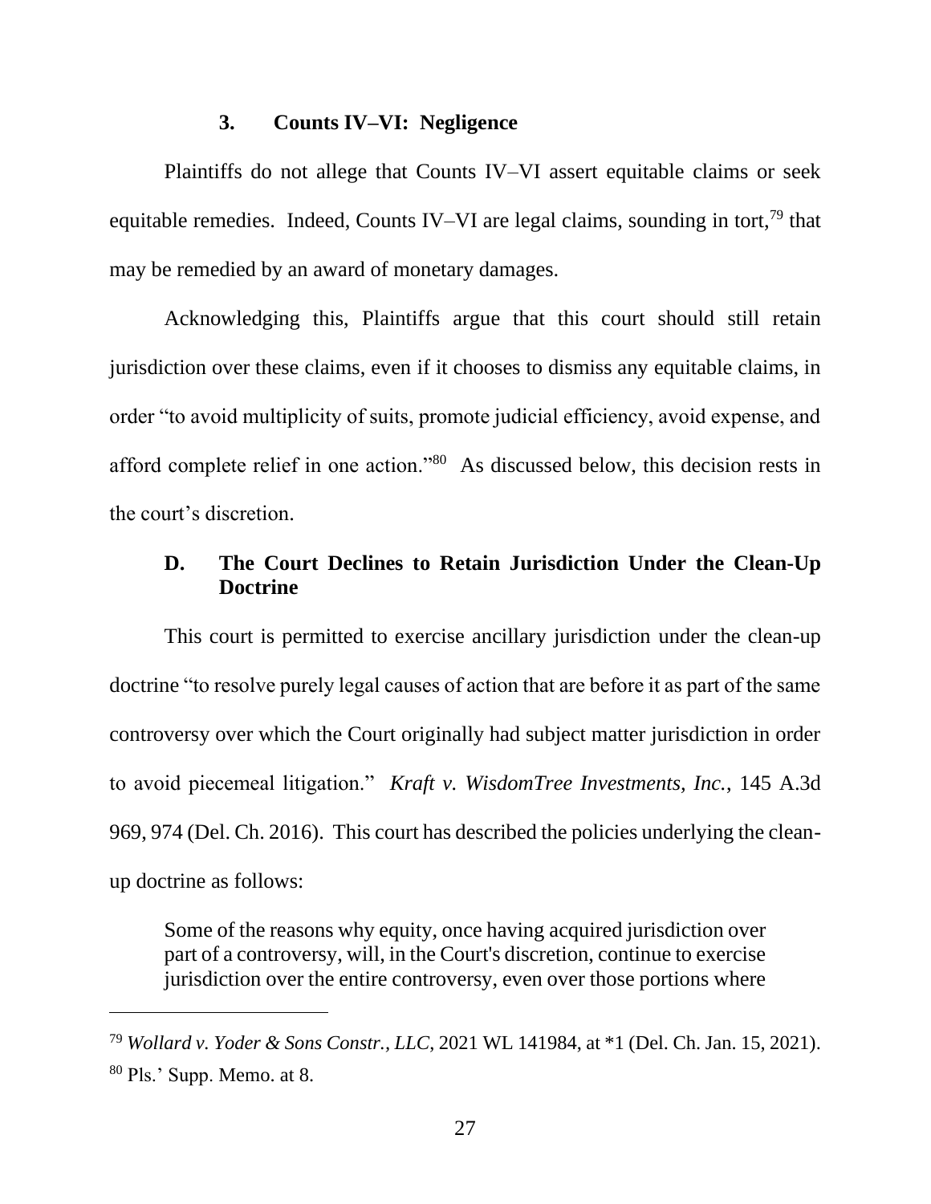### 3. Counts IV–VI: Negligence

Plaintiffs do not allege that Counts IV–VI assert equitable claims or seek equitable remedies. Indeed, Counts IV–VI are legal claims, sounding in tort,[79] that may be remedied by an award of monetary damages.

Acknowledging this, Plaintiffs argue that this court should still retain jurisdiction over these claims, even if it chooses to dismiss any equitable claims, in order "to avoid multiplicity of suits, promote judicial efficiency, avoid expense, and afford complete relief in one action."[80] As discussed below, this decision rests in the court's discretion.

## D. The Court Declines to Retain Jurisdiction Under the Clean-Up Doctrine

This court is permitted to exercise ancillary jurisdiction under the clean-up doctrine "to resolve purely legal causes of action that are before it as part of the same controversy over which the Court originally had subject matter jurisdiction in order to avoid piecemeal litigation." *Kraft v. WisdomTree Investments, Inc.*, 145 A.3d 969, 974 (Del. Ch. 2016). This court has described the policies underlying the clean-up doctrine as follows:

> Some of the reasons why equity, once having acquired jurisdiction over part of a controversy, will, in the Court's discretion, continue to exercise jurisdiction over the entire controversy, even over those portions where

---

[79] *Wollard v. Yoder & Sons Constr., LLC*, 2021 WL 141984, at *1 (Del. Ch. Jan. 15, 2021).

[80] Pls.' Supp. Memo. at 8.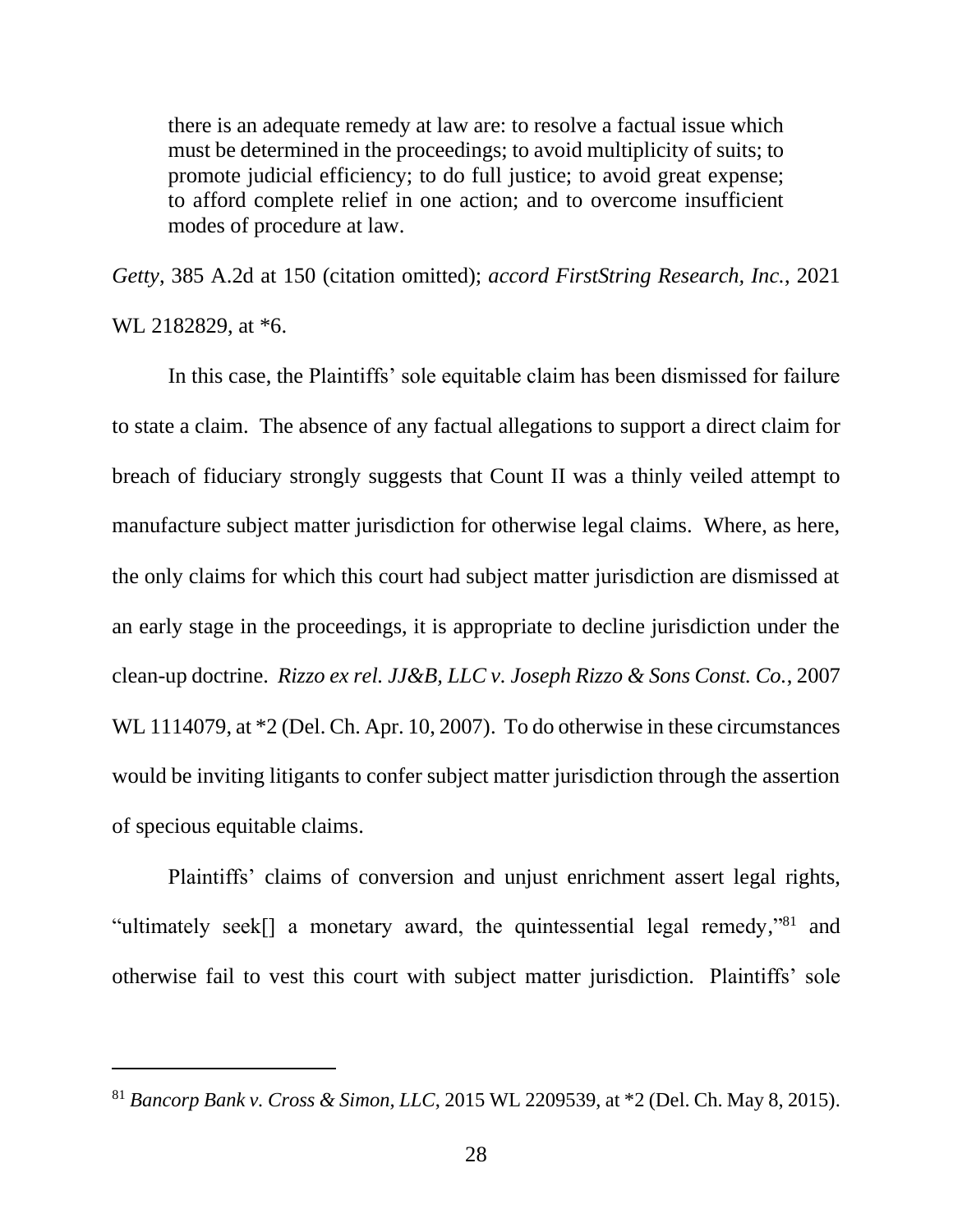> there is an adequate remedy at law are: to resolve a factual issue which must be determined in the proceedings; to avoid multiplicity of suits; to promote judicial efficiency; to do full justice; to avoid great expense; to afford complete relief in one action; and to overcome insufficient modes of procedure at law.

*Getty*, 385 A.2d at 150 (citation omitted); *accord FirstString Research, Inc.*, 2021 WL 2182829, at *6.

In this case, the Plaintiffs' sole equitable claim has been dismissed for failure to state a claim. The absence of any factual allegations to support a direct claim for breach of fiduciary strongly suggests that Count II was a thinly veiled attempt to manufacture subject matter jurisdiction for otherwise legal claims. Where, as here, the only claims for which this court had subject matter jurisdiction are dismissed at an early stage in the proceedings, it is appropriate to decline jurisdiction under the clean-up doctrine. *Rizzo ex rel. JJ&B, LLC v. Joseph Rizzo & Sons Const. Co.*, 2007 WL 1114079, at *2 (Del. Ch. Apr. 10, 2007). To do otherwise in these circumstances would be inviting litigants to confer subject matter jurisdiction through the assertion of specious equitable claims.

Plaintiffs' claims of conversion and unjust enrichment assert legal rights, "ultimately seek[] a monetary award, the quintessential legal remedy,"[81] and otherwise fail to vest this court with subject matter jurisdiction. Plaintiffs' sole

[81] *Bancorp Bank v. Cross & Simon, LLC*, 2015 WL 2209539, at *2 (Del. Ch. May 8, 2015).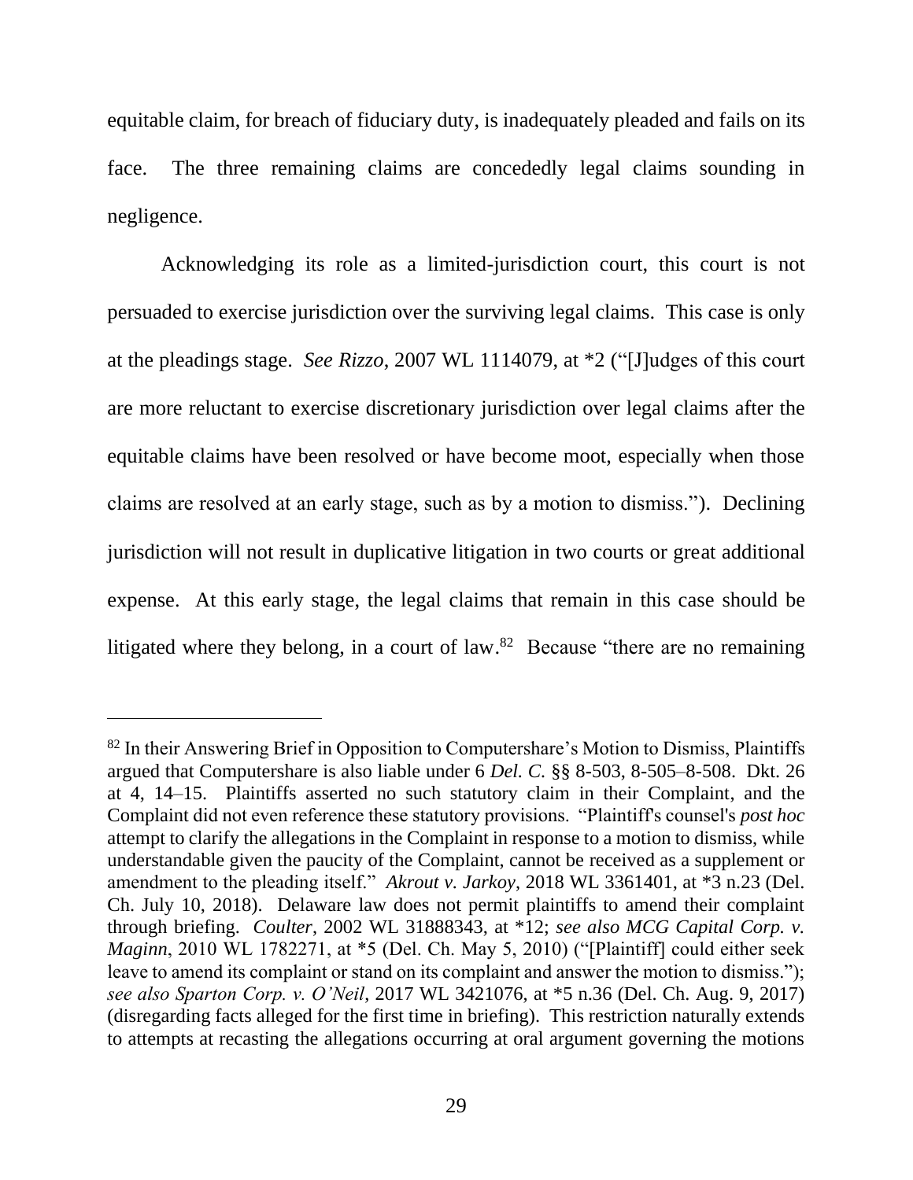equitable claim, for breach of fiduciary duty, is inadequately pleaded and fails on its face. The three remaining claims are concededly legal claims sounding in negligence.

Acknowledging its role as a limited-jurisdiction court, this court is not persuaded to exercise jurisdiction over the surviving legal claims. This case is only at the pleadings stage. *See Rizzo*, 2007 WL 1114079, at *2 ("[J]udges of this court are more reluctant to exercise discretionary jurisdiction over legal claims after the equitable claims have been resolved or have become moot, especially when those claims are resolved at an early stage, such as by a motion to dismiss."). Declining jurisdiction will not result in duplicative litigation in two courts or great additional expense. At this early stage, the legal claims that remain in this case should be litigated where they belong, in a court of law.[82] Because "there are no remaining

---

[82] In their Answering Brief in Opposition to Computershare's Motion to Dismiss, Plaintiffs argued that Computershare is also liable under 6 *Del. C.* §§ 8-503, 8-505–8-508. Dkt. 26 at 4, 14–15. Plaintiffs asserted no such statutory claim in their Complaint, and the Complaint did not even reference these statutory provisions. "Plaintiff's counsel's *post hoc* attempt to clarify the allegations in the Complaint in response to a motion to dismiss, while understandable given the paucity of the Complaint, cannot be received as a supplement or amendment to the pleading itself." *Akrout v. Jarkoy*, 2018 WL 3361401, at *3 n.23 (Del. Ch. July 10, 2018). Delaware law does not permit plaintiffs to amend their complaint through briefing. *Coulter*, 2002 WL 31888343, at *12; *see also MCG Capital Corp. v. Maginn*, 2010 WL 1782271, at *5 (Del. Ch. May 5, 2010) ("[Plaintiff] could either seek leave to amend its complaint or stand on its complaint and answer the motion to dismiss."); *see also Sparton Corp. v. O'Neil*, 2017 WL 3421076, at *5 n.36 (Del. Ch. Aug. 9, 2017) (disregarding facts alleged for the first time in briefing). This restriction naturally extends to attempts at recasting the allegations occurring at oral argument governing the motions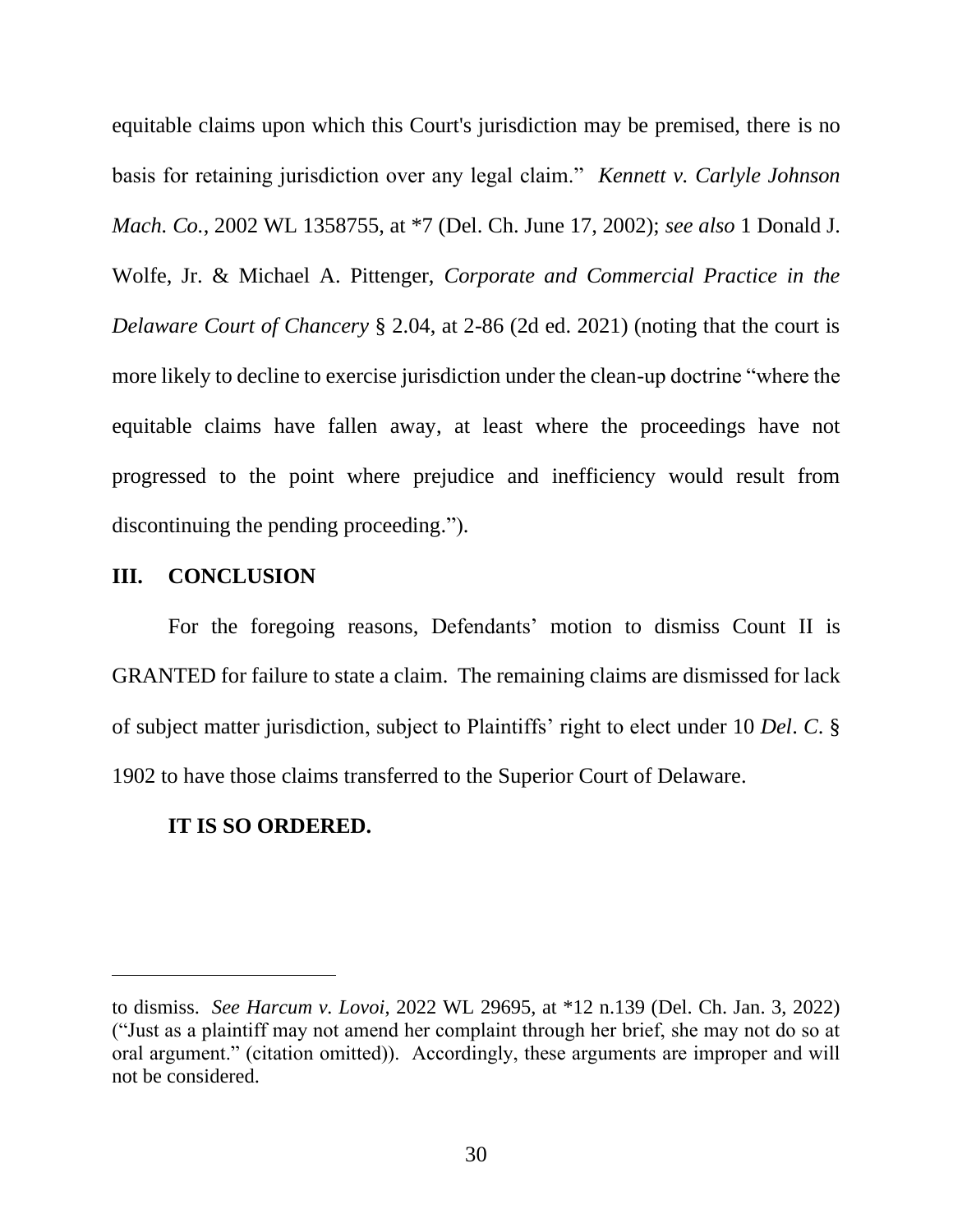equitable claims upon which this Court's jurisdiction may be premised, there is no basis for retaining jurisdiction over any legal claim." *Kennett v. Carlyle Johnson Mach. Co.*, 2002 WL 1358755, at *7 (Del. Ch. June 17, 2002); *see also* 1 Donald J. Wolfe, Jr. & Michael A. Pittenger, *Corporate and Commercial Practice in the Delaware Court of Chancery* § 2.04, at 2-86 (2d ed. 2021) (noting that the court is more likely to decline to exercise jurisdiction under the clean-up doctrine "where the equitable claims have fallen away, at least where the proceedings have not progressed to the point where prejudice and inefficiency would result from discontinuing the pending proceeding.").

## III. CONCLUSION

For the foregoing reasons, Defendants' motion to dismiss Count II is GRANTED for failure to state a claim. The remaining claims are dismissed for lack of subject matter jurisdiction, subject to Plaintiffs' right to elect under 10 *Del*. *C*. § 1902 to have those claims transferred to the Superior Court of Delaware.

**IT IS SO ORDERED.**

---

to dismiss. *See Harcum v. Lovoi*, 2022 WL 29695, at *12 n.139 (Del. Ch. Jan. 3, 2022) ("Just as a plaintiff may not amend her complaint through her brief, she may not do so at oral argument." (citation omitted)). Accordingly, these arguments are improper and will not be considered.